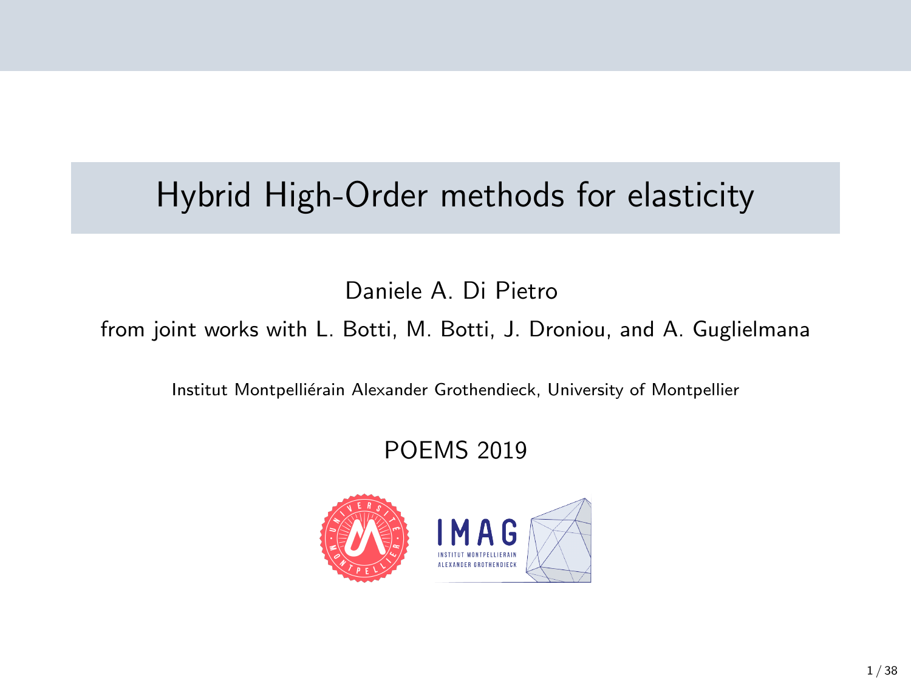# Hybrid High-Order methods for elasticity

Daniele A. Di Pietro

from joint works with L. Botti, M. Botti, J. Droniou, and A. Guglielmana

Institut Montpelliérain Alexander Grothendieck, University of Montpellier

POEMS 2019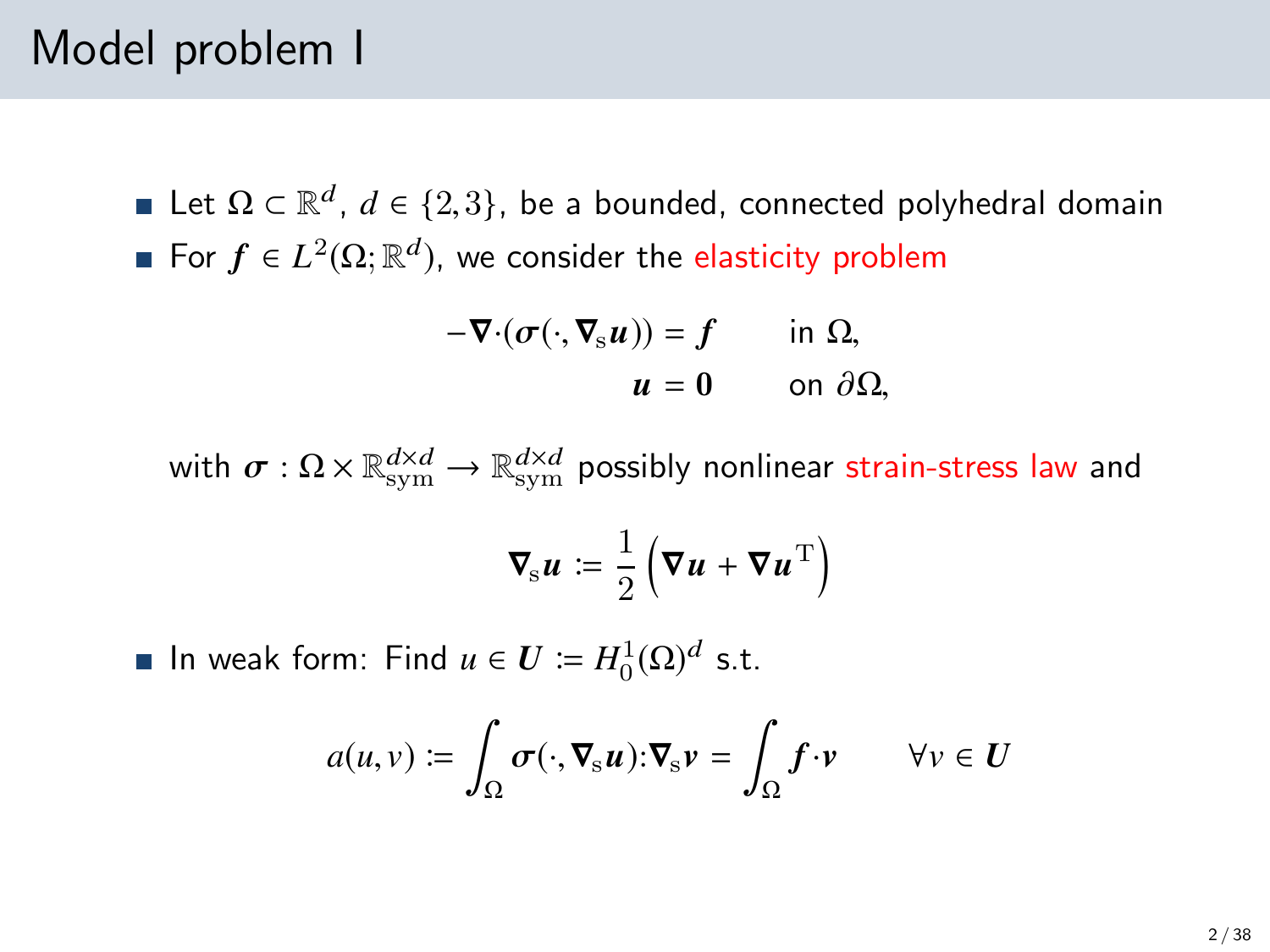# Model problem I

- Let $\Omega \subset \mathbb{R}^d$, $d \in \{2,3\}$, be a bounded, connected polyhedral domain
- For $\boldsymbol{f} \in L^2(\Omega;\mathbb{R}^d)$, we consider the elasticity problem

$$
\begin{aligned}
-\boldsymbol{\nabla}\cdot(\boldsymbol{\sigma}(\cdot,\boldsymbol{\nabla}_{\mathrm{s}}\boldsymbol{u})) &= \boldsymbol{f} \qquad \text{in } \Omega,\\
\boldsymbol{u} &= \boldsymbol{0} \qquad \text{on } \partial\Omega,
\end{aligned}
$$

with $\boldsymbol{\sigma} : \Omega \times \mathbb{R}^{d\times d}_{\mathrm{sym}} \to \mathbb{R}^{d\times d}_{\mathrm{sym}}$ possibly nonlinear strain-stress law and

$$
\boldsymbol{\nabla}_{\mathrm{s}}\boldsymbol{u} \coloneqq \frac{1}{2}\left(\boldsymbol{\nabla}\boldsymbol{u} + \boldsymbol{\nabla}\boldsymbol{u}^{\mathrm{T}}\right)
$$

- In weak form: Find $u \in \boldsymbol{U} \coloneqq H^1_0(\Omega)^d$ s.t.

$$
a(u,v) \coloneqq \int_\Omega \boldsymbol{\sigma}(\cdot,\boldsymbol{\nabla}_{\mathrm{s}}\boldsymbol{u}):\boldsymbol{\nabla}_{\mathrm{s}}\boldsymbol{v} = \int_\Omega \boldsymbol{f}\cdot\boldsymbol{v} \qquad \forall v \in \boldsymbol{U}
$$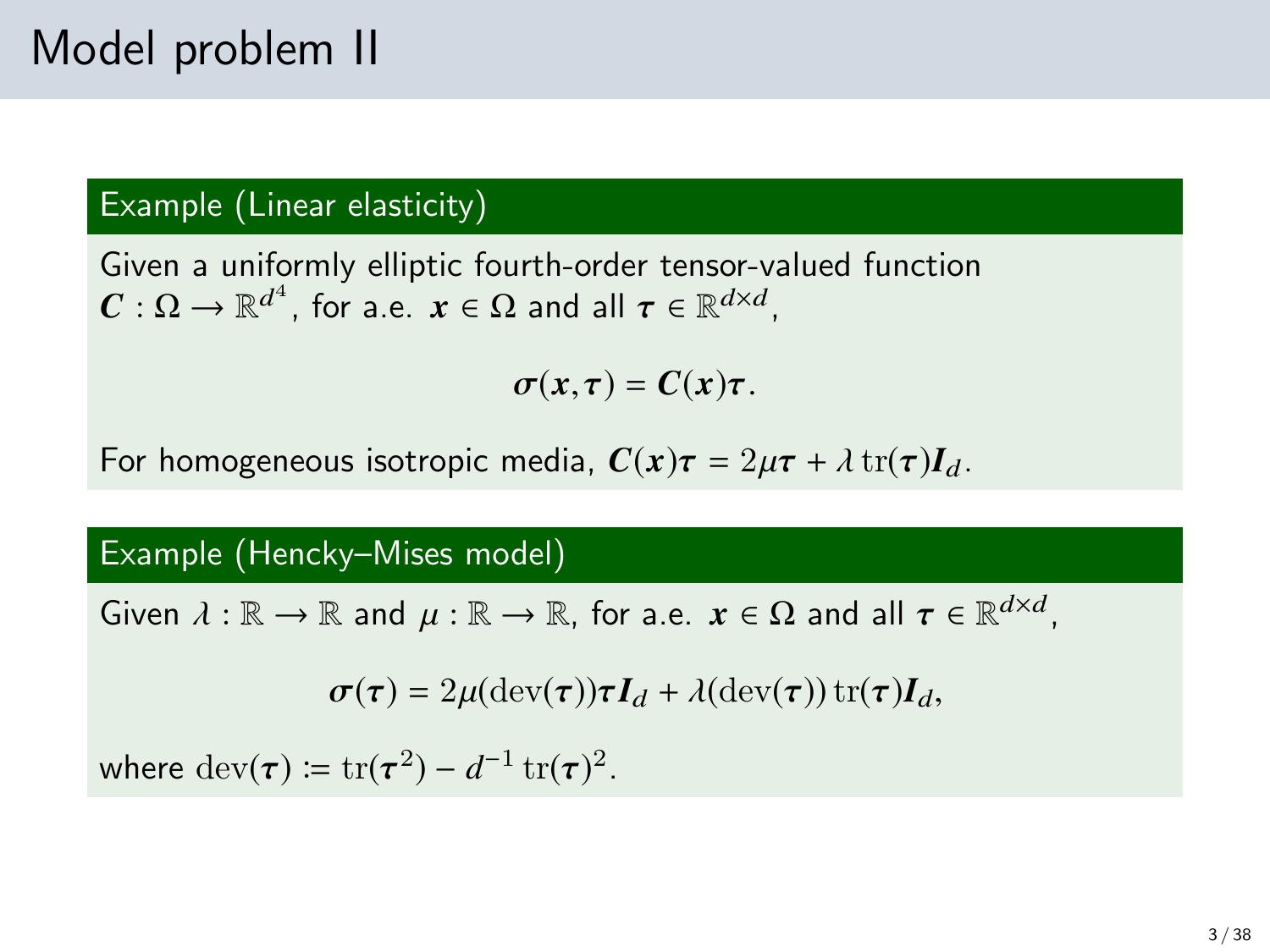# Model problem II

**Example (Linear elasticity)**

Given a uniformly elliptic fourth-order tensor-valued function $\boldsymbol{C} : \Omega \to \mathbb{R}^{d^4}$, for a.e. $\boldsymbol{x} \in \Omega$ and all $\boldsymbol{\tau} \in \mathbb{R}^{d\times d}$,

$$\boldsymbol{\sigma}(\boldsymbol{x}, \boldsymbol{\tau}) = \boldsymbol{C}(\boldsymbol{x})\boldsymbol{\tau}.$$

For homogeneous isotropic media, $\boldsymbol{C}(\boldsymbol{x})\boldsymbol{\tau} = 2\mu\boldsymbol{\tau} + \lambda \operatorname{tr}(\boldsymbol{\tau})\boldsymbol{I}_d$.

**Example (Hencky–Mises model)**

Given $\lambda : \mathbb{R} \to \mathbb{R}$ and $\mu : \mathbb{R} \to \mathbb{R}$, for a.e. $\boldsymbol{x} \in \Omega$ and all $\boldsymbol{\tau} \in \mathbb{R}^{d\times d}$,

$$\boldsymbol{\sigma}(\boldsymbol{\tau}) = 2\mu(\operatorname{dev}(\boldsymbol{\tau}))\boldsymbol{\tau}\boldsymbol{I}_d + \lambda(\operatorname{dev}(\boldsymbol{\tau})) \operatorname{tr}(\boldsymbol{\tau})\boldsymbol{I}_d,$$

where $\operatorname{dev}(\boldsymbol{\tau}) \coloneqq \operatorname{tr}(\boldsymbol{\tau}^2) - d^{-1} \operatorname{tr}(\boldsymbol{\tau})^2$.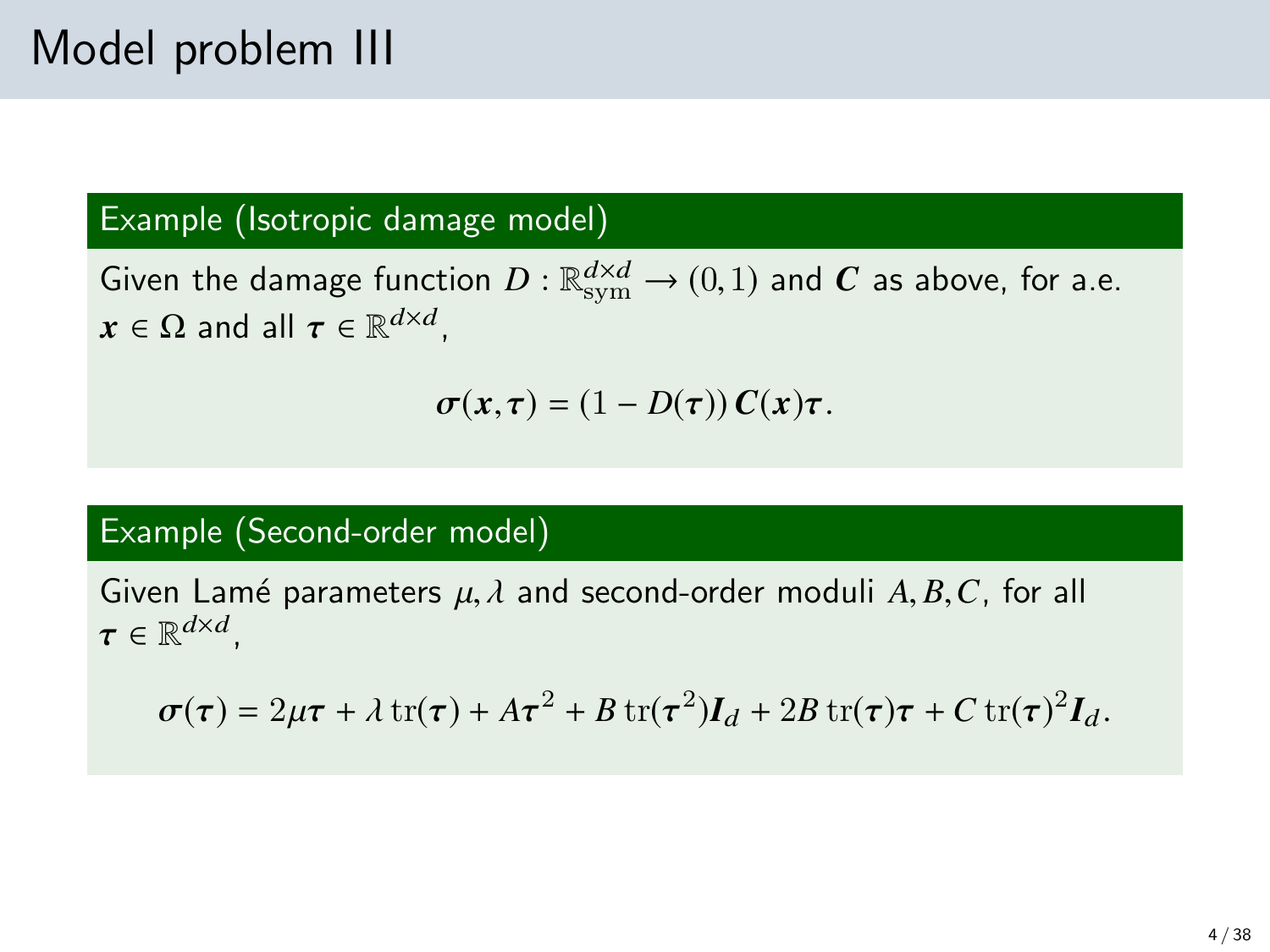# Model problem III

**Example (Isotropic damage model)**

Given the damage function $D : \mathbb{R}^{d\times d}_{\mathrm{sym}} \to (0,1)$ and $\boldsymbol{C}$ as above, for a.e. $\boldsymbol{x} \in \Omega$ and all $\boldsymbol{\tau} \in \mathbb{R}^{d\times d}$,

$$\boldsymbol{\sigma}(\boldsymbol{x}, \boldsymbol{\tau}) = (1 - D(\boldsymbol{\tau}))\, \boldsymbol{C}(\boldsymbol{x})\boldsymbol{\tau}.$$

**Example (Second-order model)**

Given Lamé parameters $\mu, \lambda$ and second-order moduli $A, B, C$, for all $\boldsymbol{\tau} \in \mathbb{R}^{d\times d}$,

$$\boldsymbol{\sigma}(\boldsymbol{\tau}) = 2\mu\boldsymbol{\tau} + \lambda \operatorname{tr}(\boldsymbol{\tau}) + A\boldsymbol{\tau}^2 + B \operatorname{tr}(\boldsymbol{\tau}^2)\boldsymbol{I}_d + 2B \operatorname{tr}(\boldsymbol{\tau})\boldsymbol{\tau} + C \operatorname{tr}(\boldsymbol{\tau})^2 \boldsymbol{I}_d.$$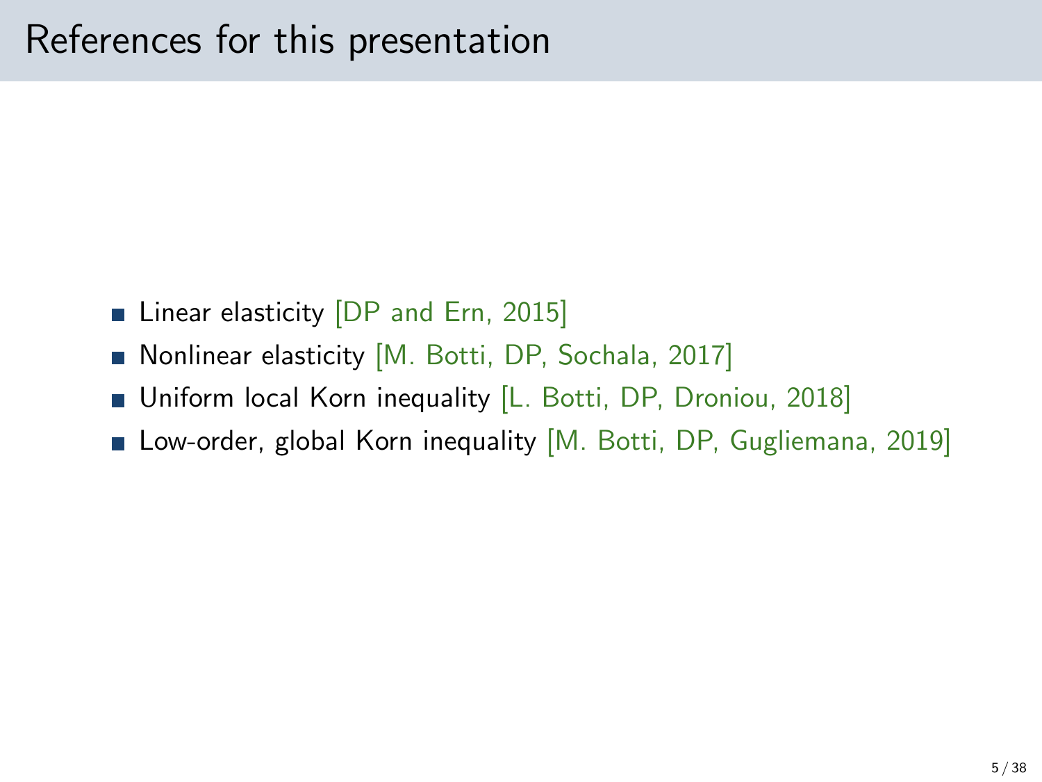# References for this presentation

- Linear elasticity [DP and Ern, 2015]
- Nonlinear elasticity [M. Botti, DP, Sochala, 2017]
- Uniform local Korn inequality [L. Botti, DP, Droniou, 2018]
- Low-order, global Korn inequality [M. Botti, DP, Gugliemana, 2019]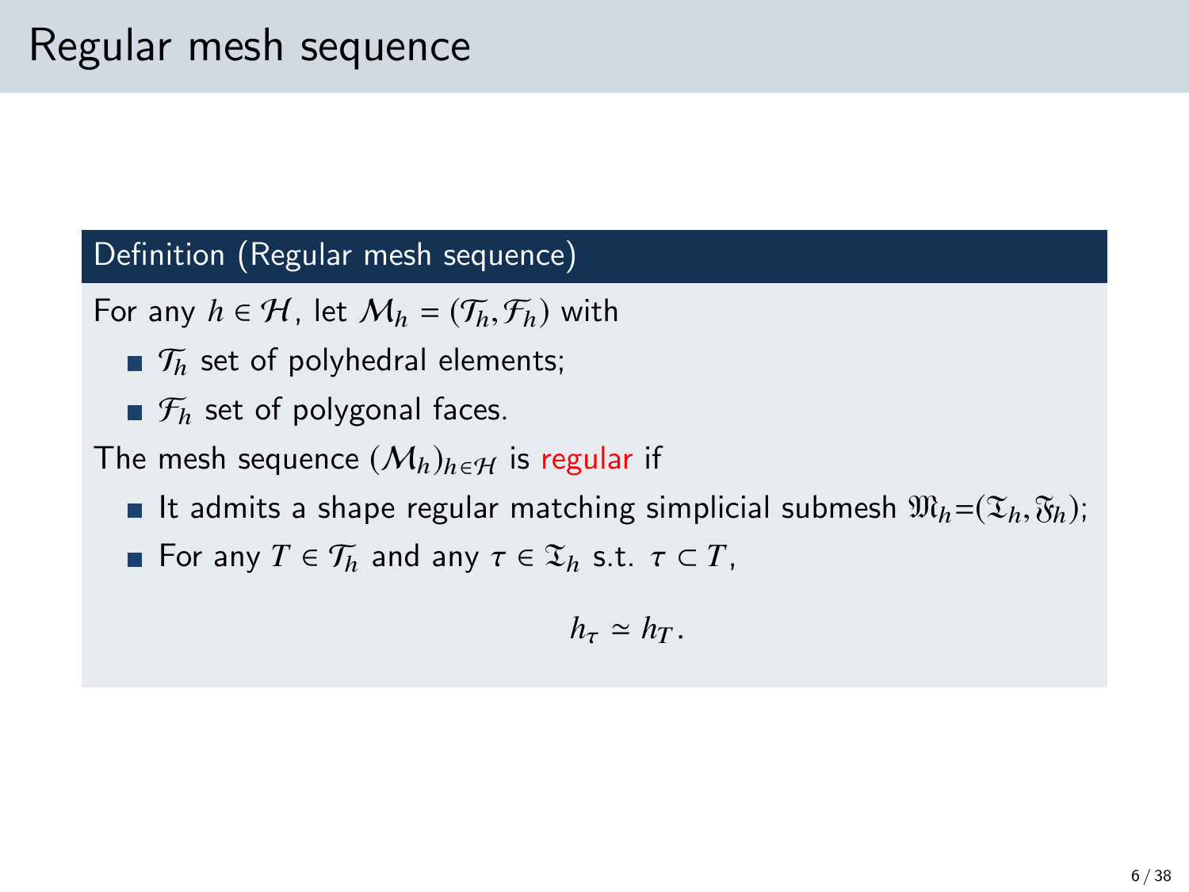# Regular mesh sequence

**Definition (Regular mesh sequence)**

For any $h \in \mathcal{H}$, let $\mathcal{M}_h = (\mathcal{T}_h, \mathcal{F}_h)$ with

- $\mathcal{T}_h$ set of polyhedral elements;
- $\mathcal{F}_h$ set of polygonal faces.

The mesh sequence $(\mathcal{M}_h)_{h \in \mathcal{H}}$ is regular if

- It admits a shape regular matching simplicial submesh $\mathfrak{M}_h = (\mathfrak{T}_h, \mathfrak{F}_h)$;
- For any $T \in \mathcal{T}_h$ and any $\tau \in \mathfrak{T}_h$ s.t. $\tau \subset T$,

$$h_\tau \simeq h_T.$$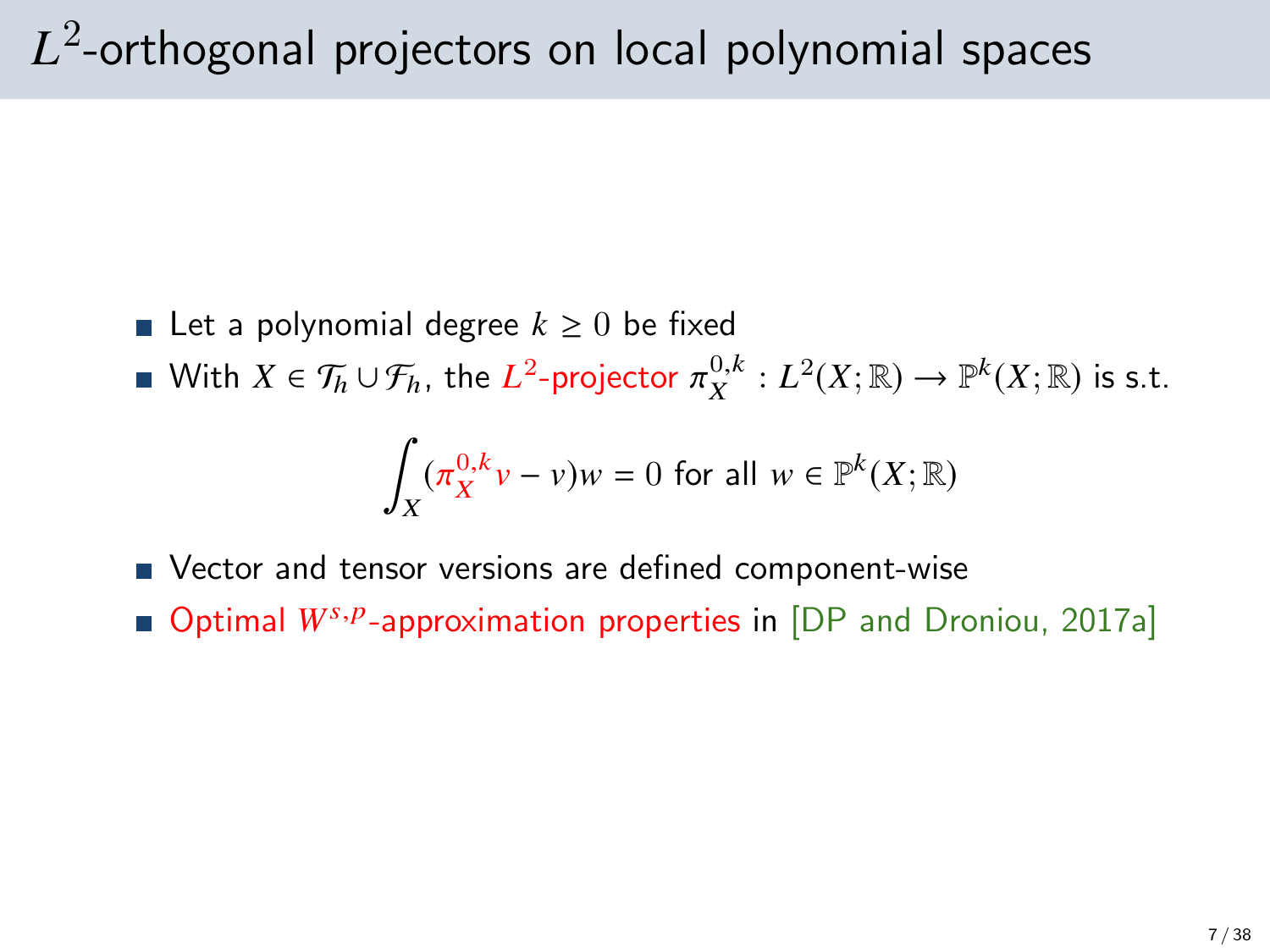# $L^2$-orthogonal projectors on local polynomial spaces

- Let a polynomial degree $k \geq 0$ be fixed
- With $X \in \mathcal{T}_h \cup \mathcal{F}_h$, the $L^2$-projector $\pi_X^{0,k} : L^2(X;\mathbb{R}) \to \mathbb{P}^k(X;\mathbb{R})$ is s.t.

$$\int_X (\pi_X^{0,k} v - v) w = 0 \text{ for all } w \in \mathbb{P}^k(X;\mathbb{R})$$

- Vector and tensor versions are defined component-wise
- Optimal $W^{s,p}$-approximation properties in [DP and Droniou, 2017a]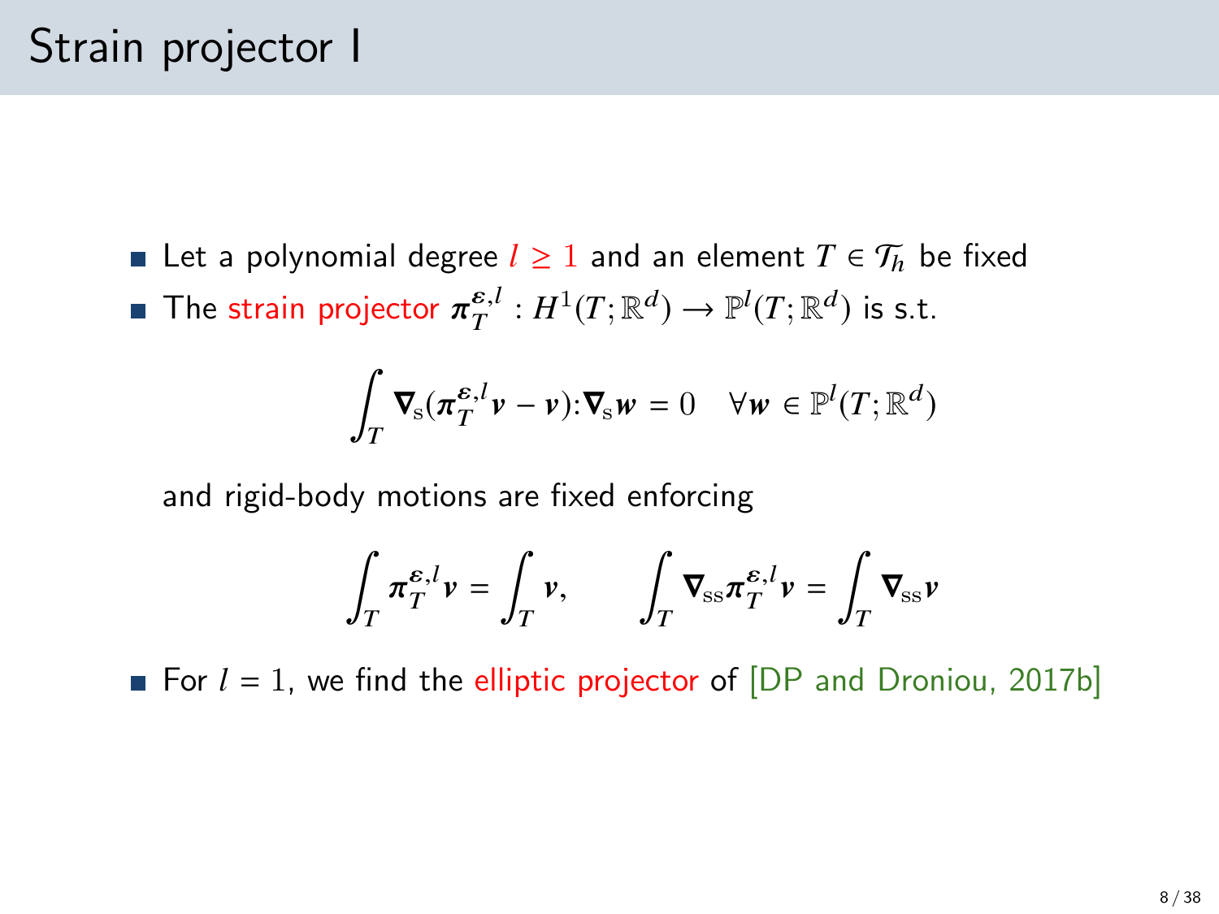# Strain projector I

- Let a polynomial degree $l \geq 1$ and an element $T \in \mathcal{T}_h$ be fixed
- The strain projector $\boldsymbol{\pi}_T^{\boldsymbol{\varepsilon},l} : H^1(T;\mathbb{R}^d) \to \mathbb{P}^l(T;\mathbb{R}^d)$ is s.t.

$$\int_T \boldsymbol{\nabla}_{\rm s}(\boldsymbol{\pi}_T^{\boldsymbol{\varepsilon},l}\boldsymbol{v} - \boldsymbol{v}) : \boldsymbol{\nabla}_{\rm s}\boldsymbol{w} = 0 \quad \forall \boldsymbol{w} \in \mathbb{P}^l(T;\mathbb{R}^d)$$

  and rigid-body motions are fixed enforcing

$$\int_T \boldsymbol{\pi}_T^{\boldsymbol{\varepsilon},l}\boldsymbol{v} = \int_T \boldsymbol{v}, \qquad \int_T \boldsymbol{\nabla}_{\rm ss}\boldsymbol{\pi}_T^{\boldsymbol{\varepsilon},l}\boldsymbol{v} = \int_T \boldsymbol{\nabla}_{\rm ss}\boldsymbol{v}$$

- For $l = 1$, we find the elliptic projector of [DP and Droniou, 2017b]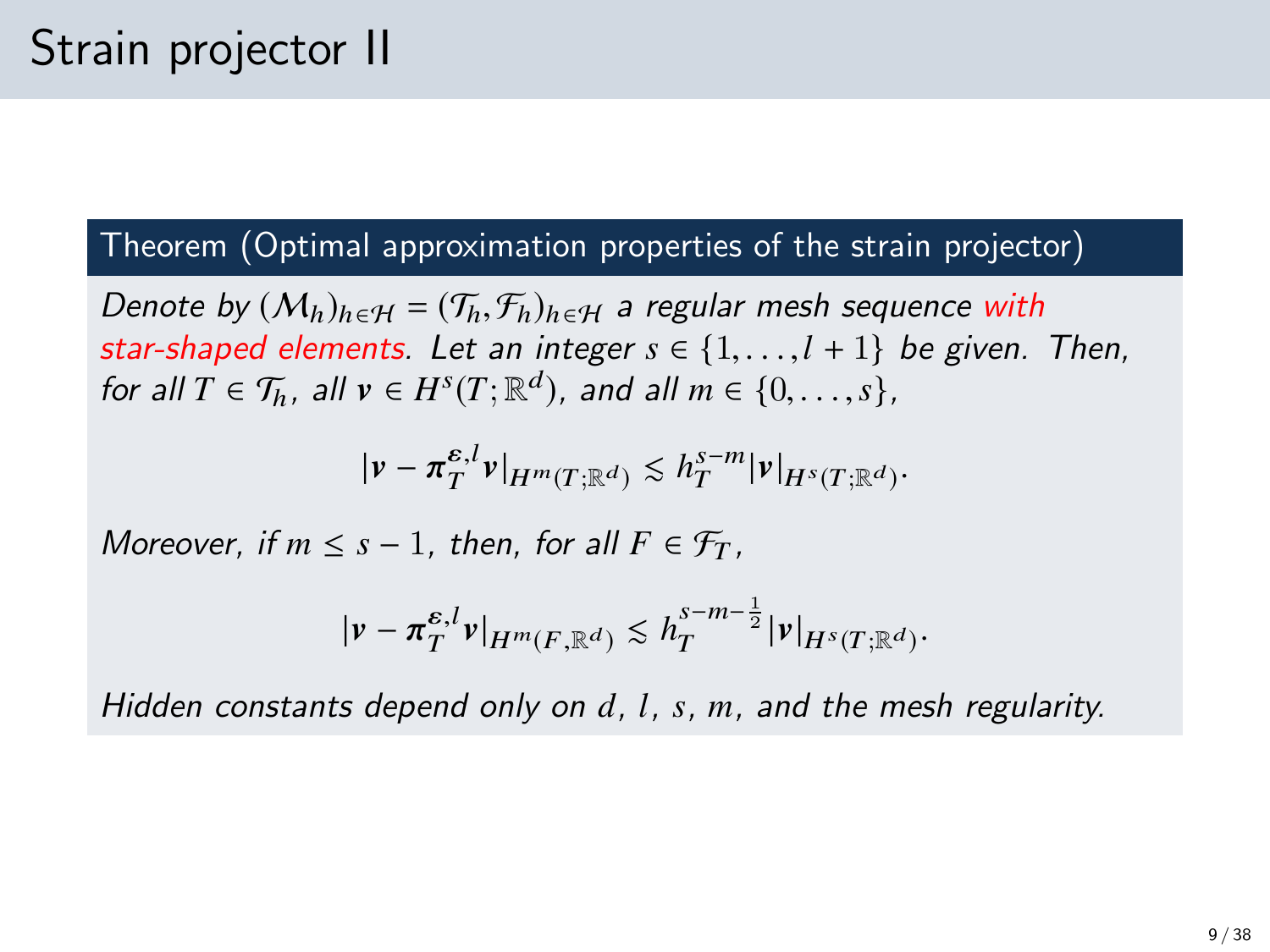# Strain projector II

**Theorem (Optimal approximation properties of the strain projector)**

*Denote by $(\mathcal{M}_h)_{h\in\mathcal{H}} = (\mathcal{T}_h, \mathcal{F}_h)_{h\in\mathcal{H}}$ a regular mesh sequence with star-shaped elements. Let an integer $s \in \{1, \ldots, l+1\}$ be given. Then, for all $T \in \mathcal{T}_h$, all $\boldsymbol{v} \in H^s(T;\mathbb{R}^d)$, and all $m \in \{0, \ldots, s\}$,*

$$|\boldsymbol{v} - \boldsymbol{\pi}_T^{\boldsymbol{\varepsilon},l}\boldsymbol{v}|_{H^m(T;\mathbb{R}^d)} \lesssim h_T^{s-m}|\boldsymbol{v}|_{H^s(T;\mathbb{R}^d)}.$$

*Moreover, if $m \leq s-1$, then, for all $F \in \mathcal{F}_T$,*

$$|\boldsymbol{v} - \boldsymbol{\pi}_T^{\boldsymbol{\varepsilon},l}\boldsymbol{v}|_{H^m(F,\mathbb{R}^d)} \lesssim h_T^{s-m-\frac{1}{2}}|\boldsymbol{v}|_{H^s(T;\mathbb{R}^d)}.$$

*Hidden constants depend only on $d$, $l$, $s$, $m$, and the mesh regularity.*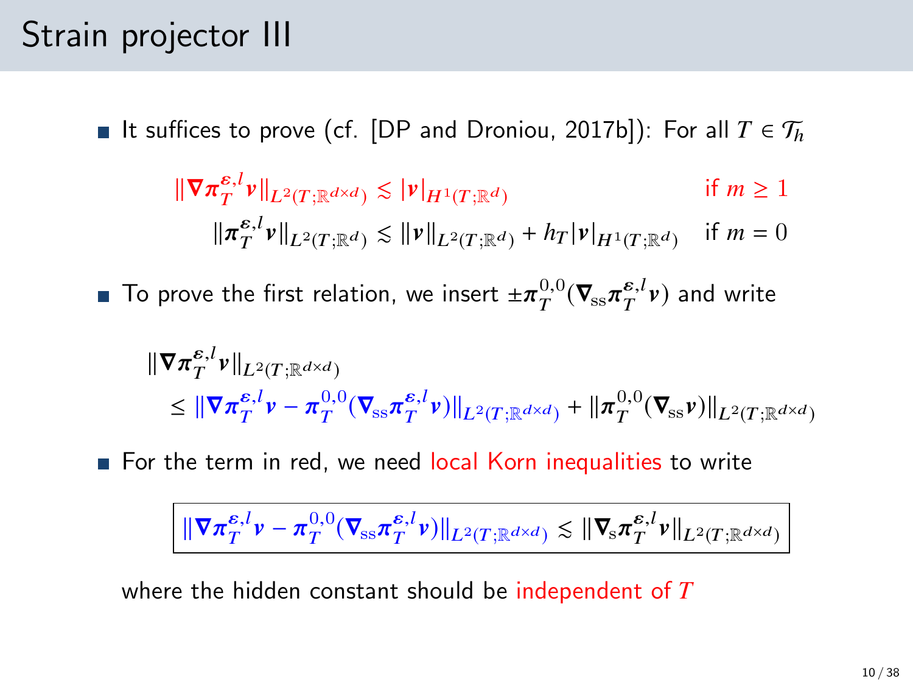# Strain projector III

- It suffices to prove (cf. [DP and Droniou, 2017b]): For all $T \in \mathcal{T}_h$

$$\|\nabla \pi_T^{\varepsilon,l} v\|_{L^2(T;\mathbb{R}^{d\times d})} \lesssim |v|_{H^1(T;\mathbb{R}^d)} \qquad \text{if } m \geq 1$$

$$\|\pi_T^{\varepsilon,l} v\|_{L^2(T;\mathbb{R}^d)} \lesssim \|v\|_{L^2(T;\mathbb{R}^d)} + h_T |v|_{H^1(T;\mathbb{R}^d)} \qquad \text{if } m = 0$$

- To prove the first relation, we insert $\pm \pi_T^{0,0}(\nabla_{\rm ss} \pi_T^{\varepsilon,l} v)$ and write

$$\|\nabla \pi_T^{\varepsilon,l} v\|_{L^2(T;\mathbb{R}^{d\times d})} \leq \|\nabla \pi_T^{\varepsilon,l} v - \pi_T^{0,0}(\nabla_{\rm ss} \pi_T^{\varepsilon,l} v)\|_{L^2(T;\mathbb{R}^{d\times d})} + \|\pi_T^{0,0}(\nabla_{\rm ss} v)\|_{L^2(T;\mathbb{R}^{d\times d})}$$

- For the term in red, we need local Korn inequalities to write

$$\boxed{\|\nabla \pi_T^{\varepsilon,l} v - \pi_T^{0,0}(\nabla_{\rm ss} \pi_T^{\varepsilon,l} v)\|_{L^2(T;\mathbb{R}^{d\times d})} \lesssim \|\nabla_{\rm s} \pi_T^{\varepsilon,l} v\|_{L^2(T;\mathbb{R}^{d\times d})}}$$

  where the hidden constant should be independent of $T$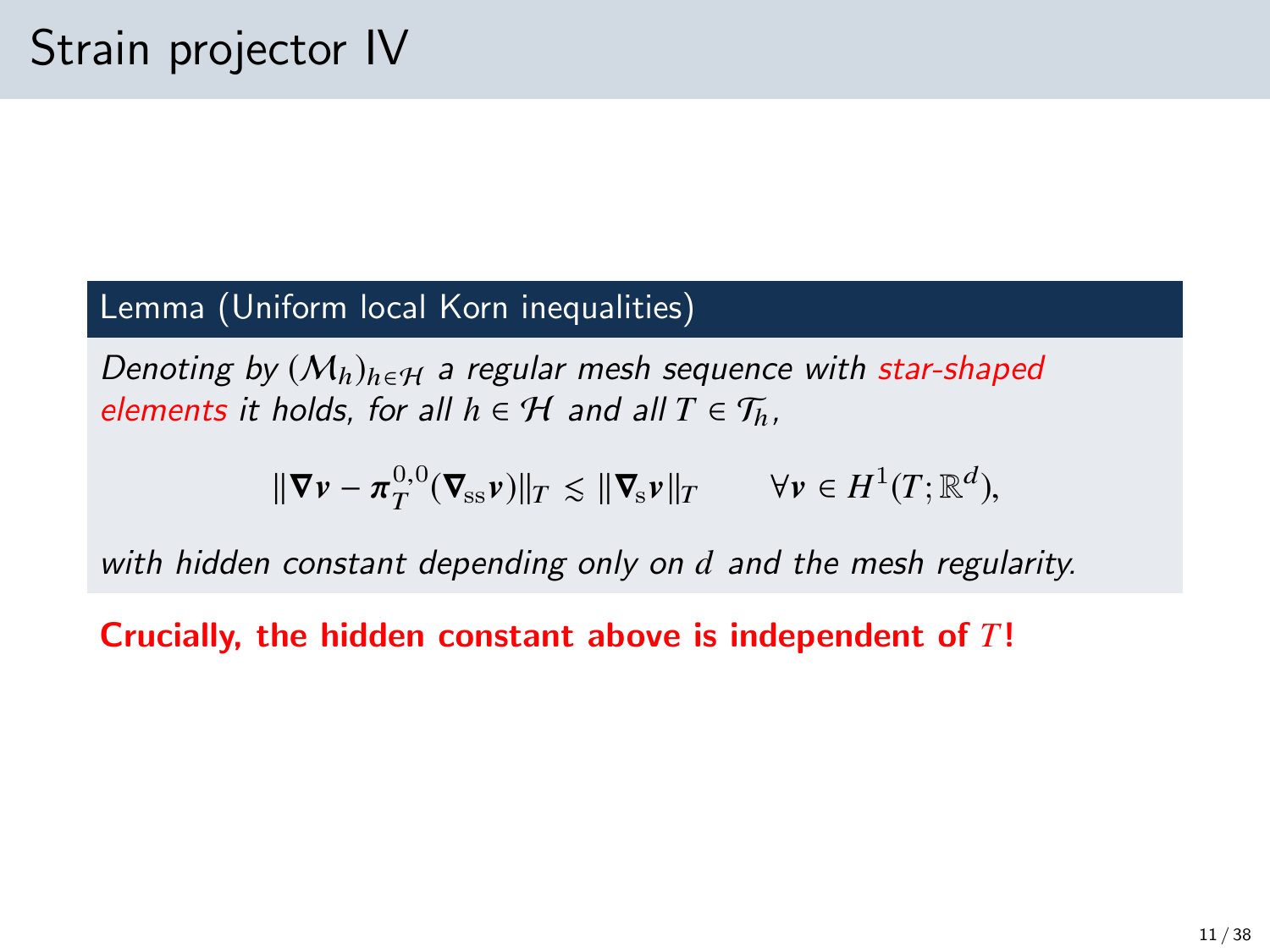# Strain projector IV

**Lemma (Uniform local Korn inequalities)**

*Denoting by $(\mathcal{M}_h)_{h\in\mathcal{H}}$ a regular mesh sequence with star-shaped elements it holds, for all $h \in \mathcal{H}$ and all $T \in \mathcal{T}_h$,*

$$\|\boldsymbol{\nabla} \boldsymbol{v} - \boldsymbol{\pi}_T^{0,0}(\boldsymbol{\nabla}_{\rm ss} \boldsymbol{v})\|_T \lesssim \|\boldsymbol{\nabla}_{\rm s} \boldsymbol{v}\|_T \qquad \forall \boldsymbol{v} \in H^1(T;\mathbb{R}^d),$$

*with hidden constant depending only on $d$ and the mesh regularity.*

**Crucially, the hidden constant above is independent of $T$!**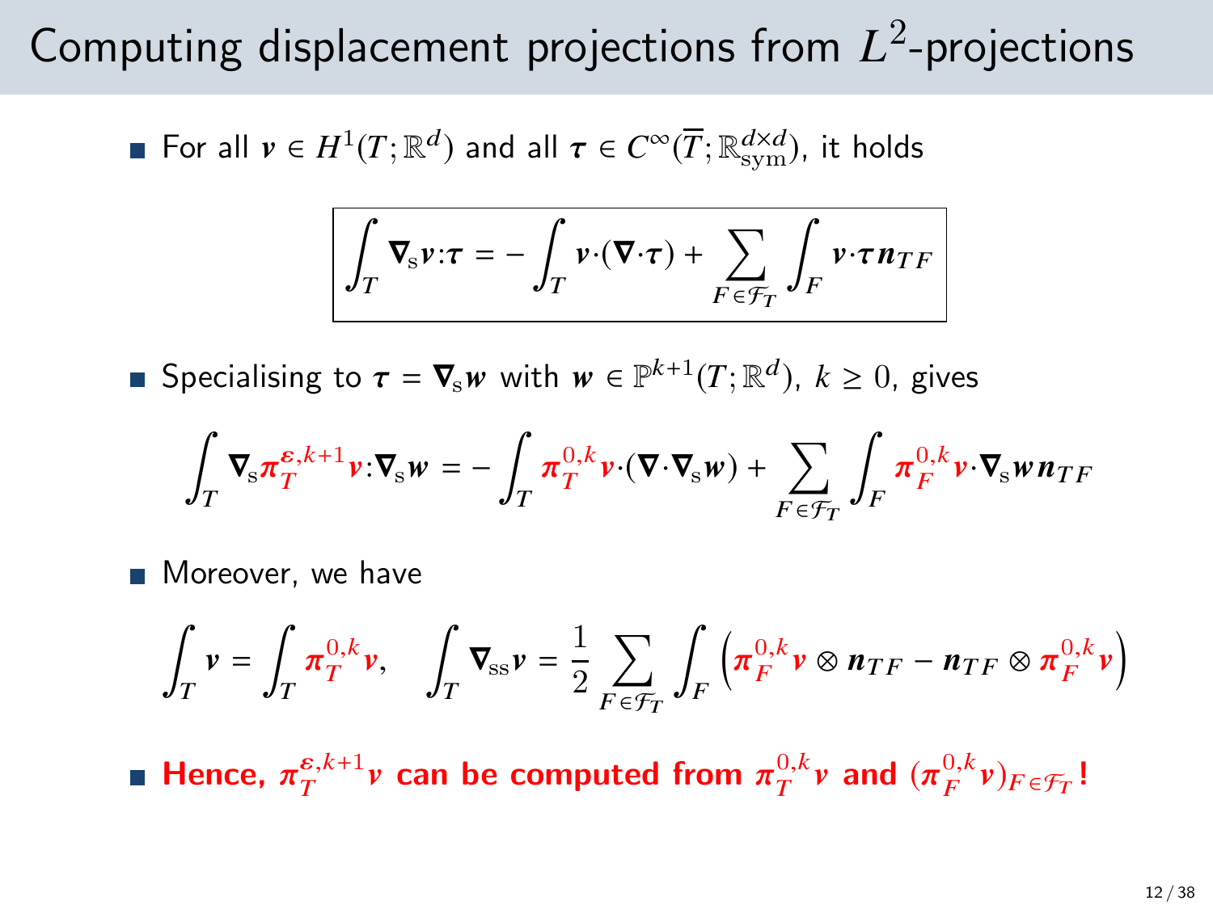# Computing displacement projections from $L^2$-projections

- For all $\boldsymbol{v} \in H^1(T;\mathbb{R}^d)$ and all $\boldsymbol{\tau} \in C^\infty(\overline{T};\mathbb{R}^{d\times d}_{\rm sym})$, it holds

$$\boxed{\int_T \boldsymbol{\nabla}_{\rm s}\boldsymbol{v}:\boldsymbol{\tau} = -\int_T \boldsymbol{v}\cdot(\boldsymbol{\nabla}\cdot\boldsymbol{\tau}) + \sum_{F\in\mathcal{F}_T}\int_F \boldsymbol{v}\cdot\boldsymbol{\tau}\boldsymbol{n}_{TF}}$$

- Specialising to $\boldsymbol{\tau} = \boldsymbol{\nabla}_{\rm s}\boldsymbol{w}$ with $\boldsymbol{w} \in \mathbb{P}^{k+1}(T;\mathbb{R}^d)$, $k \geq 0$, gives

$$\int_T \boldsymbol{\nabla}_{\rm s}\boldsymbol{\pi}_T^{\boldsymbol{\varepsilon},k+1}\boldsymbol{v}:\boldsymbol{\nabla}_{\rm s}\boldsymbol{w} = -\int_T \boldsymbol{\pi}_T^{0,k}\boldsymbol{v}\cdot(\boldsymbol{\nabla}\cdot\boldsymbol{\nabla}_{\rm s}\boldsymbol{w}) + \sum_{F\in\mathcal{F}_T}\int_F \boldsymbol{\pi}_F^{0,k}\boldsymbol{v}\cdot\boldsymbol{\nabla}_{\rm s}\boldsymbol{w}\,\boldsymbol{n}_{TF}$$

- Moreover, we have

$$\int_T \boldsymbol{v} = \int_T \boldsymbol{\pi}_T^{0,k}\boldsymbol{v}, \quad \int_T \boldsymbol{\nabla}_{\rm ss}\boldsymbol{v} = \frac{1}{2}\sum_{F\in\mathcal{F}_T}\int_F \left(\boldsymbol{\pi}_F^{0,k}\boldsymbol{v}\otimes\boldsymbol{n}_{TF} - \boldsymbol{n}_{TF}\otimes\boldsymbol{\pi}_F^{0,k}\boldsymbol{v}\right)$$

- **Hence, $\boldsymbol{\pi}_T^{\boldsymbol{\varepsilon},k+1}\boldsymbol{v}$ can be computed from $\boldsymbol{\pi}_T^{0,k}\boldsymbol{v}$ and $(\boldsymbol{\pi}_F^{0,k}\boldsymbol{v})_{F\in\mathcal{F}_T}$!**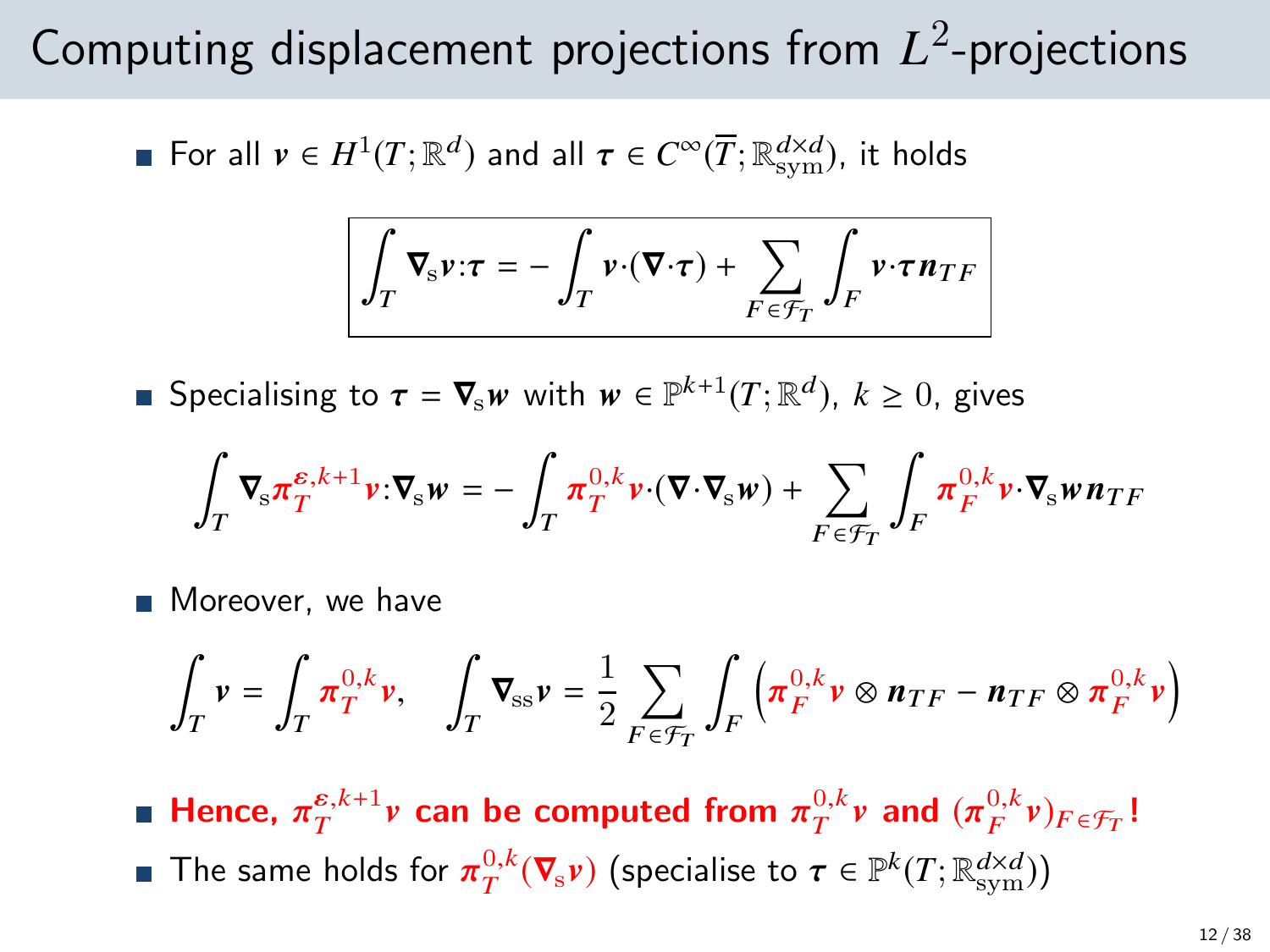# Computing displacement projections from $L^2$-projections

- For all $\boldsymbol{v} \in H^1(T;\mathbb{R}^d)$ and all $\boldsymbol{\tau} \in C^\infty(\overline{T};\mathbb{R}^{d\times d}_{\rm sym})$, it holds

$$
\boxed{\int_T \boldsymbol{\nabla}_{\rm s}\boldsymbol{v}:\boldsymbol{\tau} = -\int_T \boldsymbol{v}\cdot(\boldsymbol{\nabla}\cdot\boldsymbol{\tau}) + \sum_{F\in\mathcal{F}_T}\int_F \boldsymbol{v}\cdot\boldsymbol{\tau}\boldsymbol{n}_{TF}}
$$

- Specialising to $\boldsymbol{\tau} = \boldsymbol{\nabla}_{\rm s}\boldsymbol{w}$ with $\boldsymbol{w} \in \mathbb{P}^{k+1}(T;\mathbb{R}^d)$, $k \geq 0$, gives

$$
\int_T \boldsymbol{\nabla}_{\rm s}\boldsymbol{\pi}_T^{\boldsymbol{\varepsilon},k+1}\boldsymbol{v}:\boldsymbol{\nabla}_{\rm s}\boldsymbol{w} = -\int_T \boldsymbol{\pi}_T^{0,k}\boldsymbol{v}\cdot(\boldsymbol{\nabla}\cdot\boldsymbol{\nabla}_{\rm s}\boldsymbol{w}) + \sum_{F\in\mathcal{F}_T}\int_F \boldsymbol{\pi}_F^{0,k}\boldsymbol{v}\cdot\boldsymbol{\nabla}_{\rm s}\boldsymbol{w}\boldsymbol{n}_{TF}
$$

- Moreover, we have

$$
\int_T \boldsymbol{v} = \int_T \boldsymbol{\pi}_T^{0,k}\boldsymbol{v}, \quad \int_T \boldsymbol{\nabla}_{\rm ss}\boldsymbol{v} = \frac{1}{2}\sum_{F\in\mathcal{F}_T}\int_F \left(\boldsymbol{\pi}_F^{0,k}\boldsymbol{v}\otimes\boldsymbol{n}_{TF} - \boldsymbol{n}_{TF}\otimes\boldsymbol{\pi}_F^{0,k}\boldsymbol{v}\right)
$$

- **Hence, $\boldsymbol{\pi}_T^{\boldsymbol{\varepsilon},k+1}\boldsymbol{v}$ can be computed from $\boldsymbol{\pi}_T^{0,k}\boldsymbol{v}$ and $(\boldsymbol{\pi}_F^{0,k}\boldsymbol{v})_{F\in\mathcal{F}_T}$!**
- The same holds for $\boldsymbol{\pi}_T^{0,k}(\boldsymbol{\nabla}_{\rm s}\boldsymbol{v})$ (specialise to $\boldsymbol{\tau} \in \mathbb{P}^k(T;\mathbb{R}^{d\times d}_{\rm sym})$)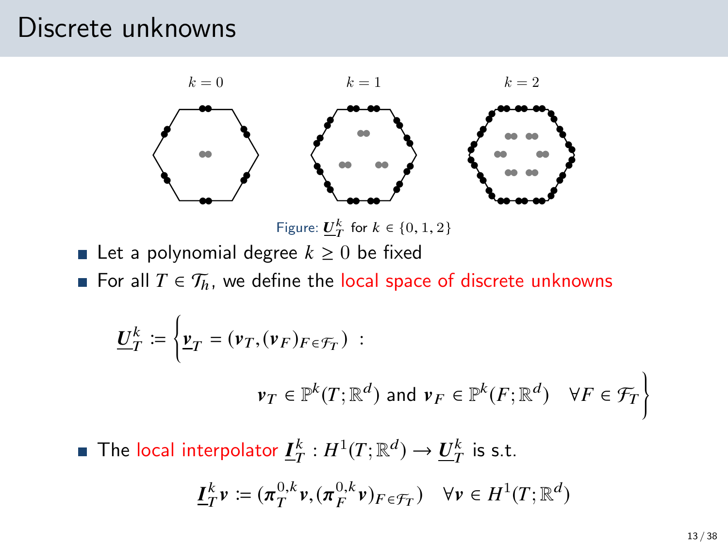# Discrete unknowns

$k = 0$ $k = 1$ $k = 2$

Figure: $\underline{\boldsymbol{U}}_T^k$ for $k \in \{0, 1, 2\}$

- Let a polynomial degree $k \geq 0$ be fixed
- For all $T \in \mathcal{T}_h$, we define the local space of discrete unknowns

$$\underline{\boldsymbol{U}}_T^k := \left\{ \underline{\boldsymbol{v}}_T = (\boldsymbol{v}_T, (\boldsymbol{v}_F)_{F \in \mathcal{F}_T}) \ : \right.$$

$$\left. \boldsymbol{v}_T \in \mathbb{P}^k(T; \mathbb{R}^d) \text{ and } \boldsymbol{v}_F \in \mathbb{P}^k(F; \mathbb{R}^d) \quad \forall F \in \mathcal{F}_T \right\}$$

- The local interpolator $\underline{\boldsymbol{I}}_T^k : H^1(T; \mathbb{R}^d) \to \underline{\boldsymbol{U}}_T^k$ is s.t.

$$\underline{\boldsymbol{I}}_T^k \boldsymbol{v} := (\boldsymbol{\pi}_T^{0,k} \boldsymbol{v}, (\boldsymbol{\pi}_F^{0,k} \boldsymbol{v})_{F \in \mathcal{F}_T}) \quad \forall \boldsymbol{v} \in H^1(T; \mathbb{R}^d)$$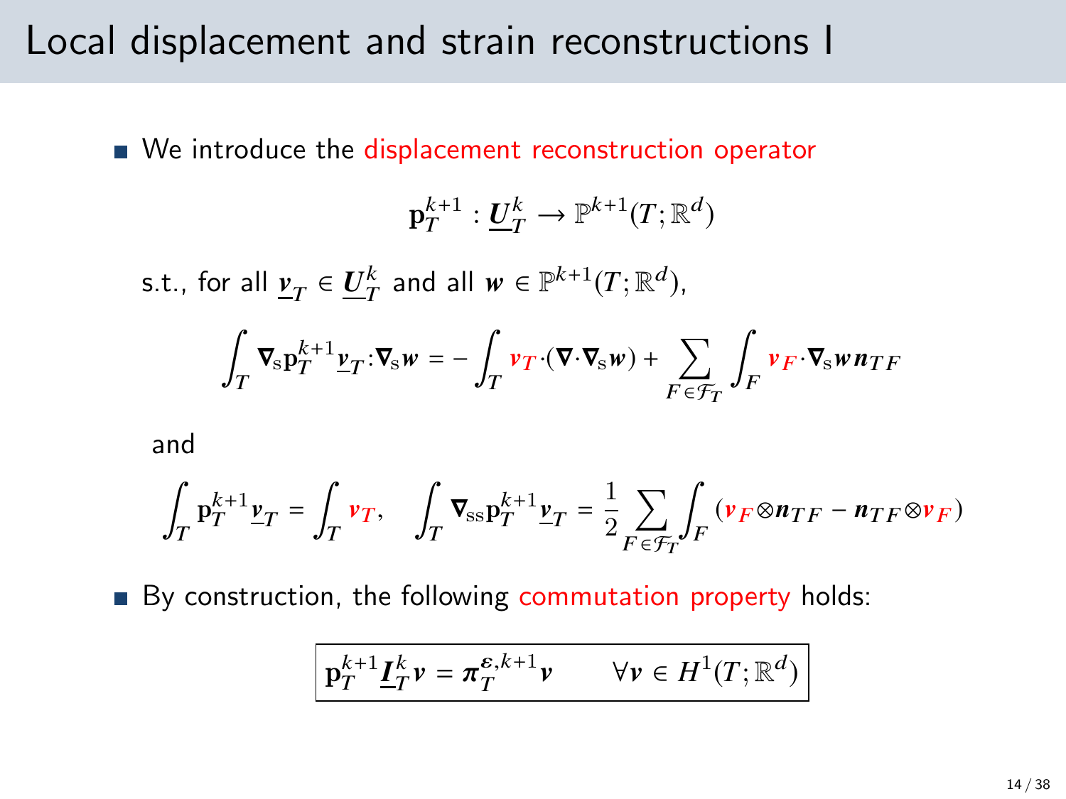# Local displacement and strain reconstructions I

- We introduce the displacement reconstruction operator

$$\mathbf{p}_T^{k+1} : \underline{\boldsymbol{U}}_T^k \to \mathbb{P}^{k+1}(T;\mathbb{R}^d)$$

s.t., for all $\underline{\boldsymbol{v}}_T \in \underline{\boldsymbol{U}}_T^k$ and all $\boldsymbol{w} \in \mathbb{P}^{k+1}(T;\mathbb{R}^d)$,

$$\int_T \boldsymbol{\nabla}_{\rm s}\mathbf{p}_T^{k+1}\underline{\boldsymbol{v}}_T:\boldsymbol{\nabla}_{\rm s}\boldsymbol{w} = -\int_T \boldsymbol{v}_T\cdot(\boldsymbol{\nabla}\cdot\boldsymbol{\nabla}_{\rm s}\boldsymbol{w}) + \sum_{F\in\mathcal{F}_T}\int_F \boldsymbol{v}_F\cdot\boldsymbol{\nabla}_{\rm s}\boldsymbol{w}\,\boldsymbol{n}_{TF}$$

and

$$\int_T \mathbf{p}_T^{k+1}\underline{\boldsymbol{v}}_T = \int_T \boldsymbol{v}_T, \quad \int_T \boldsymbol{\nabla}_{\rm ss}\mathbf{p}_T^{k+1}\underline{\boldsymbol{v}}_T = \frac{1}{2}\sum_{F\in\mathcal{F}_T}\int_F (\boldsymbol{v}_F\otimes\boldsymbol{n}_{TF} - \boldsymbol{n}_{TF}\otimes\boldsymbol{v}_F)$$

- By construction, the following commutation property holds:

$$\boxed{\mathbf{p}_T^{k+1}\underline{\boldsymbol{I}}_T^k\boldsymbol{v} = \boldsymbol{\pi}_T^{\boldsymbol{\varepsilon},k+1}\boldsymbol{v} \qquad \forall\boldsymbol{v}\in H^1(T;\mathbb{R}^d)}$$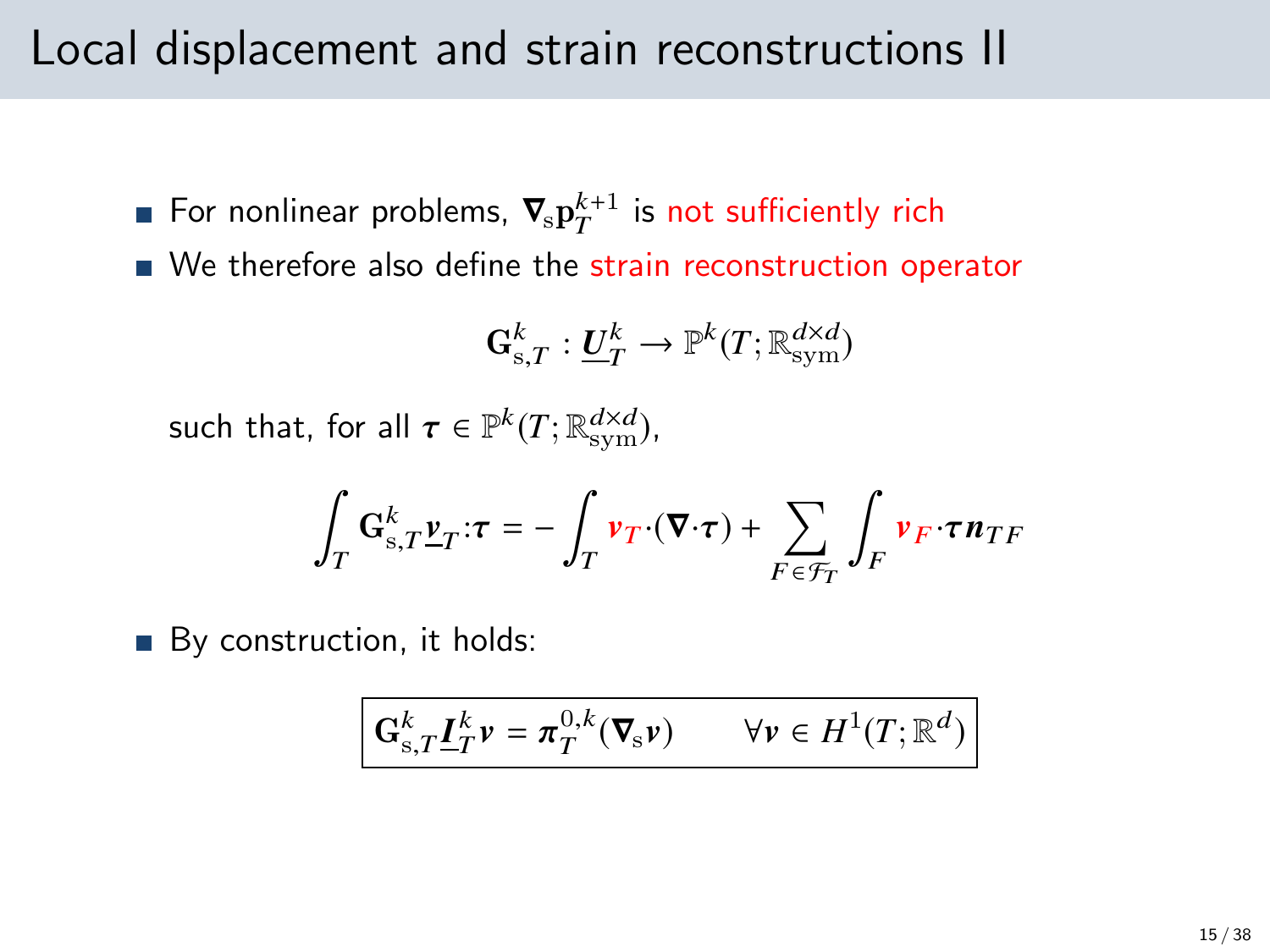# Local displacement and strain reconstructions II

- For nonlinear problems, $\boldsymbol{\nabla}_{\rm s}\mathbf{p}_T^{k+1}$ is not sufficiently rich
- We therefore also define the strain reconstruction operator

$$\mathbf{G}_{{\rm s},T}^k : \underline{\boldsymbol{U}}_T^k \to \mathbb{P}^k(T;\mathbb{R}^{d\times d}_{\rm sym})$$

such that, for all $\boldsymbol{\tau} \in \mathbb{P}^k(T;\mathbb{R}^{d\times d}_{\rm sym})$,

$$\int_T \mathbf{G}_{{\rm s},T}^k \underline{\boldsymbol{v}}_T : \boldsymbol{\tau} = -\int_T \boldsymbol{v}_T \cdot (\boldsymbol{\nabla}\cdot\boldsymbol{\tau}) + \sum_{F\in\mathcal{F}_T} \int_F \boldsymbol{v}_F \cdot \boldsymbol{\tau}\boldsymbol{n}_{TF}$$

- By construction, it holds:

$$\boxed{\mathbf{G}_{{\rm s},T}^k \underline{\boldsymbol{I}}_T^k \boldsymbol{v} = \boldsymbol{\pi}_T^{0,k}(\boldsymbol{\nabla}_{\rm s}\boldsymbol{v}) \qquad \forall \boldsymbol{v} \in H^1(T;\mathbb{R}^d)}$$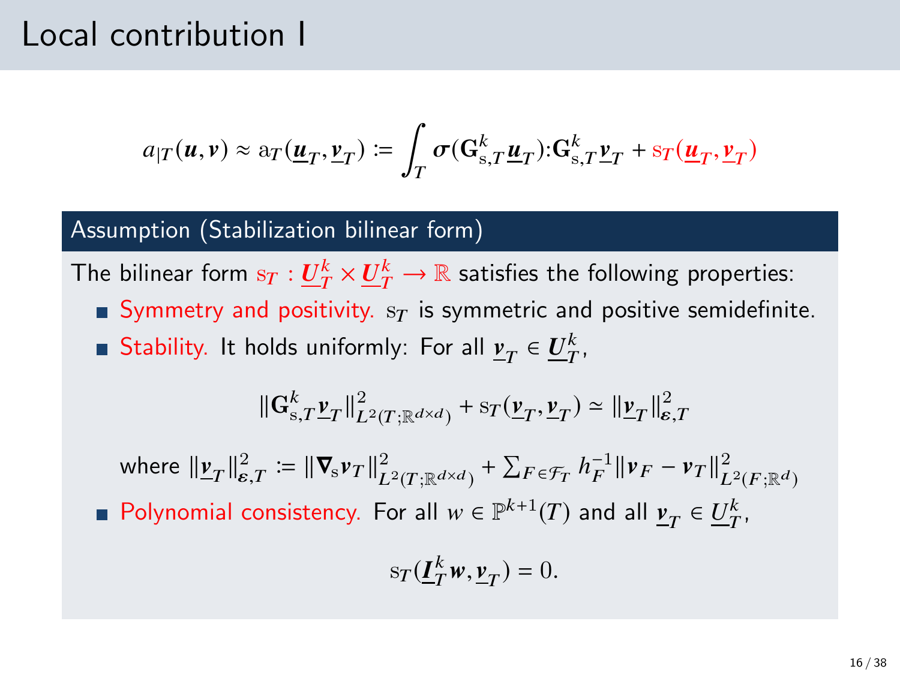# Local contribution I

$$a_{|T}(\boldsymbol{u},\boldsymbol{v}) \approx \mathrm{a}_T(\underline{\boldsymbol{u}}_T,\underline{\boldsymbol{v}}_T) := \int_T \boldsymbol{\sigma}(\mathbf{G}^k_{\mathrm{s},T}\underline{\boldsymbol{u}}_T):\mathbf{G}^k_{\mathrm{s},T}\underline{\boldsymbol{v}}_T + \mathrm{s}_T(\underline{\boldsymbol{u}}_T,\underline{\boldsymbol{v}}_T)$$

## Assumption (Stabilization bilinear form)

The bilinear form $\mathrm{s}_T : \underline{\boldsymbol{U}}^k_T \times \underline{\boldsymbol{U}}^k_T \to \mathbb{R}$ satisfies the following properties:

- Symmetry and positivity. $\mathrm{s}_T$ is symmetric and positive semidefinite.
- Stability. It holds uniformly: For all $\underline{\boldsymbol{v}}_T \in \underline{\boldsymbol{U}}^k_T$,

$$\|\mathbf{G}^k_{\mathrm{s},T}\underline{\boldsymbol{v}}_T\|^2_{L^2(T;\mathbb{R}^{d\times d})} + \mathrm{s}_T(\underline{\boldsymbol{v}}_T,\underline{\boldsymbol{v}}_T) \simeq \|\underline{\boldsymbol{v}}_T\|^2_{\boldsymbol{\varepsilon},T}$$

  where $\|\underline{\boldsymbol{v}}_T\|^2_{\boldsymbol{\varepsilon},T} := \|\boldsymbol{\nabla}_{\mathrm{s}}\boldsymbol{v}_T\|^2_{L^2(T;\mathbb{R}^{d\times d})} + \sum_{F\in\mathcal{F}_T} h_F^{-1}\|\boldsymbol{v}_F - \boldsymbol{v}_T\|^2_{L^2(F;\mathbb{R}^d)}$

- Polynomial consistency. For all $w \in \mathbb{P}^{k+1}(T)$ and all $\underline{\boldsymbol{v}}_T \in \underline{\boldsymbol{U}}^k_T$,

$$\mathrm{s}_T(\underline{\boldsymbol{I}}^k_T\boldsymbol{w},\underline{\boldsymbol{v}}_T) = 0.$$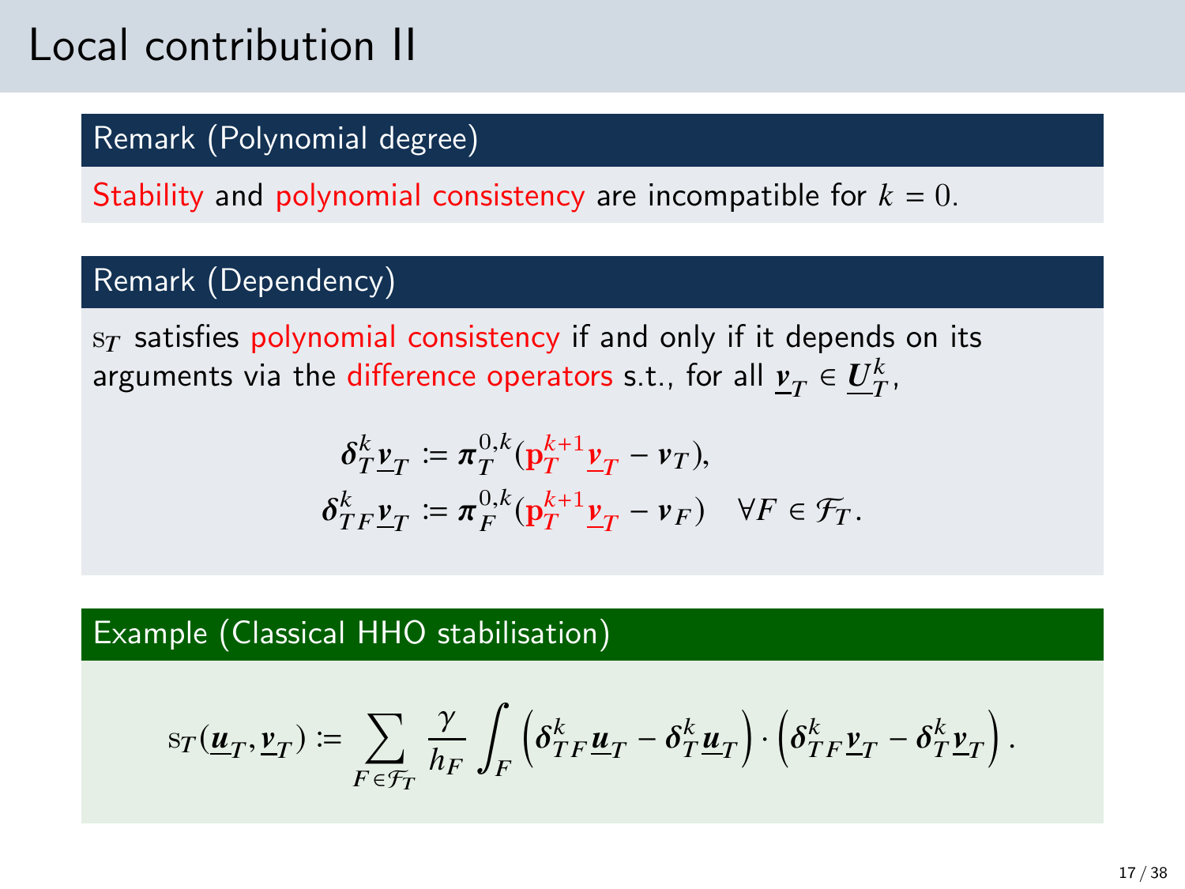# Local contribution II

**Remark (Polynomial degree)**

Stability and polynomial consistency are incompatible for $k = 0$.

**Remark (Dependency)**

$\mathrm{s}_T$ satisfies polynomial consistency if and only if it depends on its arguments via the difference operators s.t., for all $\underline{\boldsymbol{v}}_T \in \underline{\boldsymbol{U}}_T^k$,

$$
\begin{aligned}
\boldsymbol{\delta}_T^k \underline{\boldsymbol{v}}_T &:= \boldsymbol{\pi}_T^{0,k}(\mathbf{p}_T^{k+1} \underline{\boldsymbol{v}}_T - \boldsymbol{v}_T), \\
\boldsymbol{\delta}_{TF}^k \underline{\boldsymbol{v}}_T &:= \boldsymbol{\pi}_F^{0,k}(\mathbf{p}_T^{k+1} \underline{\boldsymbol{v}}_T - \boldsymbol{v}_F) \quad \forall F \in \mathcal{F}_T.
\end{aligned}
$$

**Example (Classical HHO stabilisation)**

$$
\mathrm{s}_T(\underline{\boldsymbol{u}}_T, \underline{\boldsymbol{v}}_T) := \sum_{F \in \mathcal{F}_T} \frac{\gamma}{h_F} \int_F \left( \boldsymbol{\delta}_{TF}^k \underline{\boldsymbol{u}}_T - \boldsymbol{\delta}_T^k \underline{\boldsymbol{u}}_T \right) \cdot \left( \boldsymbol{\delta}_{TF}^k \underline{\boldsymbol{v}}_T - \boldsymbol{\delta}_T^k \underline{\boldsymbol{v}}_T \right).
$$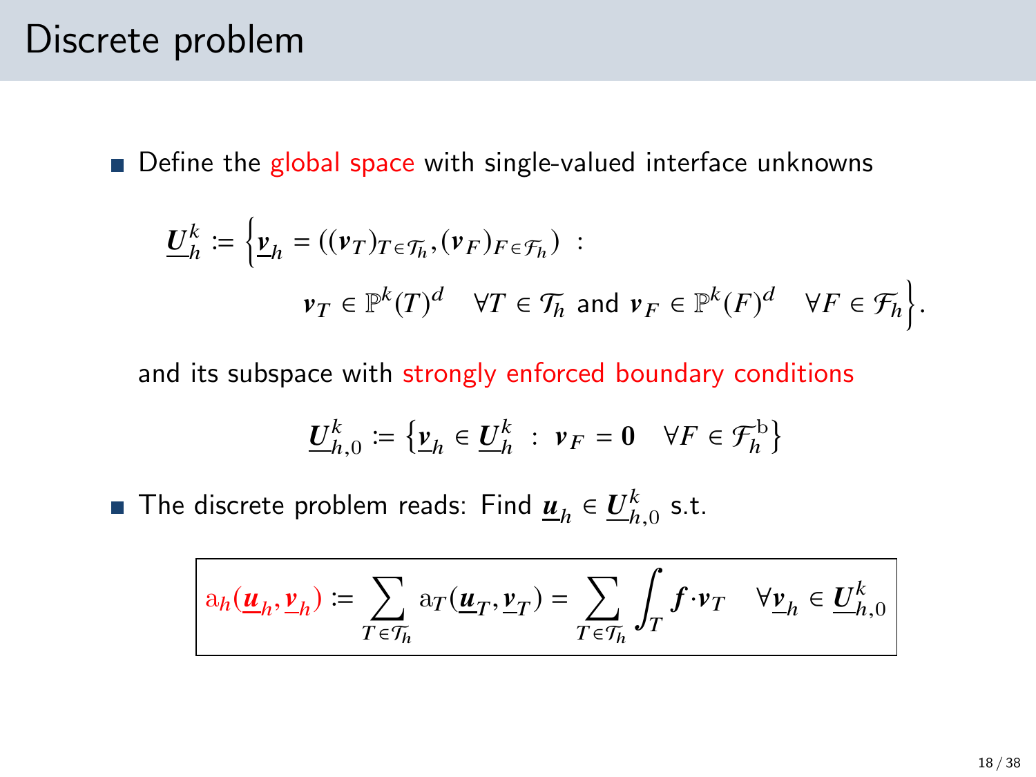# Discrete problem

- Define the global space with single-valued interface unknowns

$$\underline{\boldsymbol{U}}_h^k := \Big\{ \underline{\boldsymbol{v}}_h = ((\boldsymbol{v}_T)_{T\in\mathcal{T}_h}, (\boldsymbol{v}_F)_{F\in\mathcal{F}_h}) \ : \\ \boldsymbol{v}_T \in \mathbb{P}^k(T)^d \quad \forall T \in \mathcal{T}_h \text{ and } \boldsymbol{v}_F \in \mathbb{P}^k(F)^d \quad \forall F \in \mathcal{F}_h \Big\}.$$

  and its subspace with strongly enforced boundary conditions

$$\underline{\boldsymbol{U}}_{h,0}^k := \left\{ \underline{\boldsymbol{v}}_h \in \underline{\boldsymbol{U}}_h^k \ : \ \boldsymbol{v}_F = \boldsymbol{0} \quad \forall F \in \mathcal{F}_h^{\mathrm{b}} \right\}$$

- The discrete problem reads: Find $\underline{\boldsymbol{u}}_h \in \underline{\boldsymbol{U}}_{h,0}^k$ s.t.

$$\boxed{\mathrm{a}_h(\underline{\boldsymbol{u}}_h, \underline{\boldsymbol{v}}_h) := \sum_{T\in\mathcal{T}_h} \mathrm{a}_T(\underline{\boldsymbol{u}}_T, \underline{\boldsymbol{v}}_T) = \sum_{T\in\mathcal{T}_h} \int_T \boldsymbol{f}\cdot\boldsymbol{v}_T \quad \forall \underline{\boldsymbol{v}}_h \in \underline{\boldsymbol{U}}_{h,0}^k}$$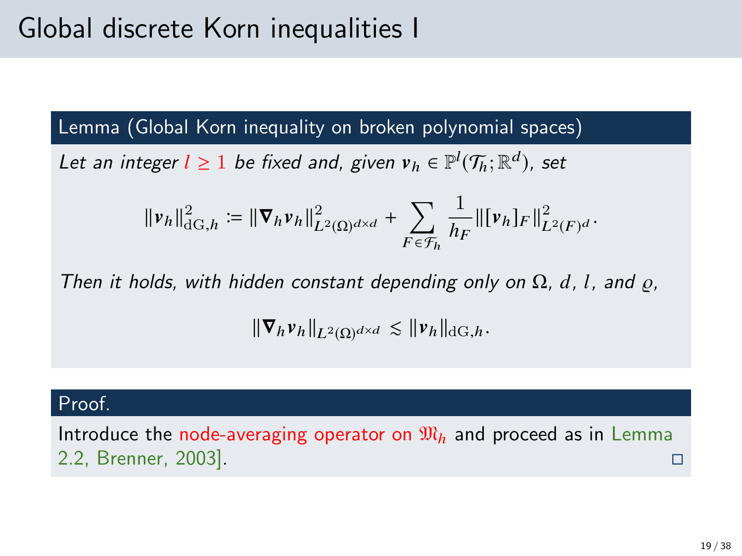# Global discrete Korn inequalities I

**Lemma (Global Korn inequality on broken polynomial spaces)**

*Let an integer $l \geq 1$ be fixed and, given $\boldsymbol{v}_h \in \mathbb{P}^l(\mathcal{T}_h;\mathbb{R}^d)$, set*

$$\|\boldsymbol{v}_h\|_{\mathrm{dG},h}^2 \coloneqq \|\boldsymbol{\nabla}_h \boldsymbol{v}_h\|_{L^2(\Omega)^{d\times d}}^2 + \sum_{F\in\mathcal{F}_h} \frac{1}{h_F}\|[\boldsymbol{v}_h]_F\|_{L^2(F)^d}^2.$$

*Then it holds, with hidden constant depending only on $\Omega$, $d$, $l$, and $\varrho$,*

$$\|\boldsymbol{\nabla}_h \boldsymbol{v}_h\|_{L^2(\Omega)^{d\times d}} \lesssim \|\boldsymbol{v}_h\|_{\mathrm{dG},h}.$$

**Proof.**

Introduce the node-averaging operator on $\mathfrak{M}_h$ and proceed as in Lemma 2.2, Brenner, 2003]. □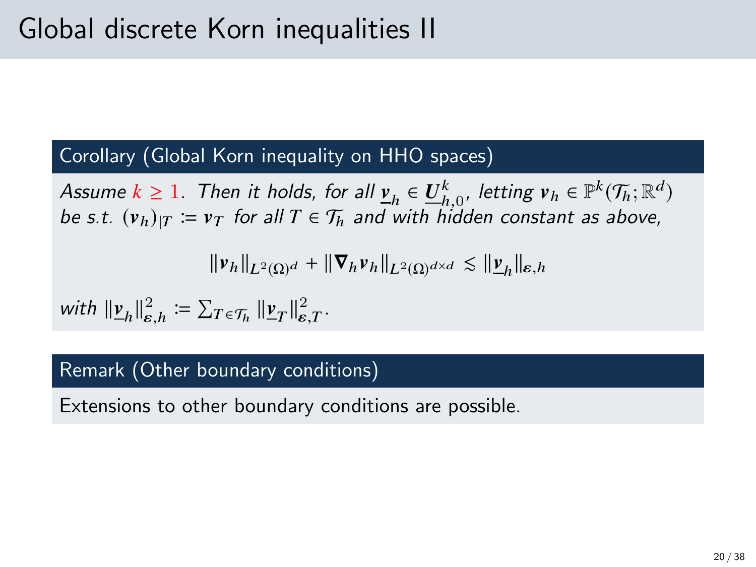# Global discrete Korn inequalities II

**Corollary (Global Korn inequality on HHO spaces)**

*Assume $k \geq 1$. Then it holds, for all $\underline{\boldsymbol{v}}_h \in \underline{\boldsymbol{U}}_{h,0}^k$, letting $\boldsymbol{v}_h \in \mathbb{P}^k(\mathcal{T}_h;\mathbb{R}^d)$ be s.t. $(\boldsymbol{v}_h)_{|T} \coloneqq \boldsymbol{v}_T$ for all $T \in \mathcal{T}_h$ and with hidden constant as above,*

$$\|\boldsymbol{v}_h\|_{L^2(\Omega)^d} + \|\boldsymbol{\nabla}_h \boldsymbol{v}_h\|_{L^2(\Omega)^{d\times d}} \lesssim \|\underline{\boldsymbol{v}}_h\|_{\boldsymbol{\varepsilon},h}$$

*with $\|\underline{\boldsymbol{v}}_h\|_{\boldsymbol{\varepsilon},h}^2 \coloneqq \sum_{T\in\mathcal{T}_h} \|\underline{\boldsymbol{v}}_T\|_{\boldsymbol{\varepsilon},T}^2$.*

**Remark (Other boundary conditions)**

Extensions to other boundary conditions are possible.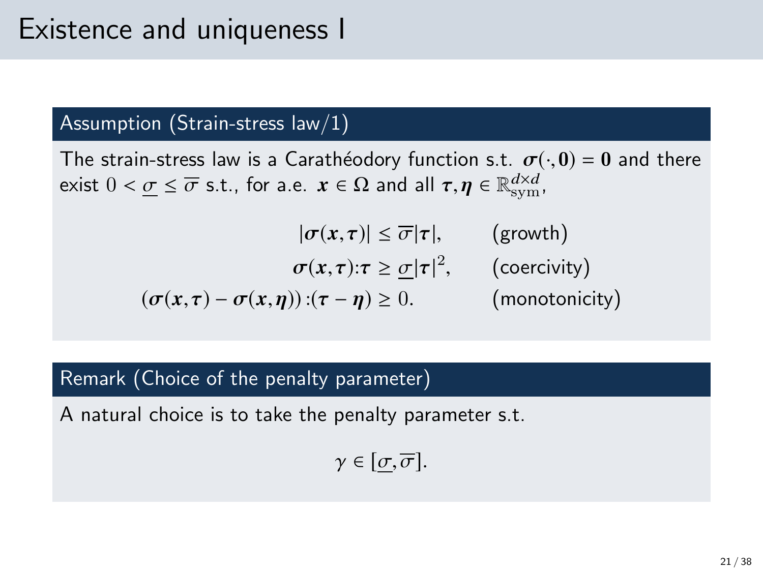# Existence and uniqueness I

### Assumption (Strain-stress law/1)

The strain-stress law is a Carathéodory function s.t. $\boldsymbol{\sigma}(\cdot,\mathbf{0}) = \mathbf{0}$ and there exist $0 < \underline{\sigma} \leq \overline{\sigma}$ s.t., for a.e. $\boldsymbol{x} \in \Omega$ and all $\boldsymbol{\tau}, \boldsymbol{\eta} \in \mathbb{R}^{d\times d}_{\mathrm{sym}}$,

$$
\begin{aligned}
|\boldsymbol{\sigma}(\boldsymbol{x},\boldsymbol{\tau})| &\leq \overline{\sigma}|\boldsymbol{\tau}|, && \text{(growth)}\\
\boldsymbol{\sigma}(\boldsymbol{x},\boldsymbol{\tau}):\boldsymbol{\tau} &\geq \underline{\sigma}|\boldsymbol{\tau}|^2, && \text{(coercivity)}\\
(\boldsymbol{\sigma}(\boldsymbol{x},\boldsymbol{\tau}) - \boldsymbol{\sigma}(\boldsymbol{x},\boldsymbol{\eta})):(\boldsymbol{\tau} - \boldsymbol{\eta}) &\geq 0. && \text{(monotonicity)}
\end{aligned}
$$

### Remark (Choice of the penalty parameter)

A natural choice is to take the penalty parameter s.t.

$$
\gamma \in [\underline{\sigma}, \overline{\sigma}].
$$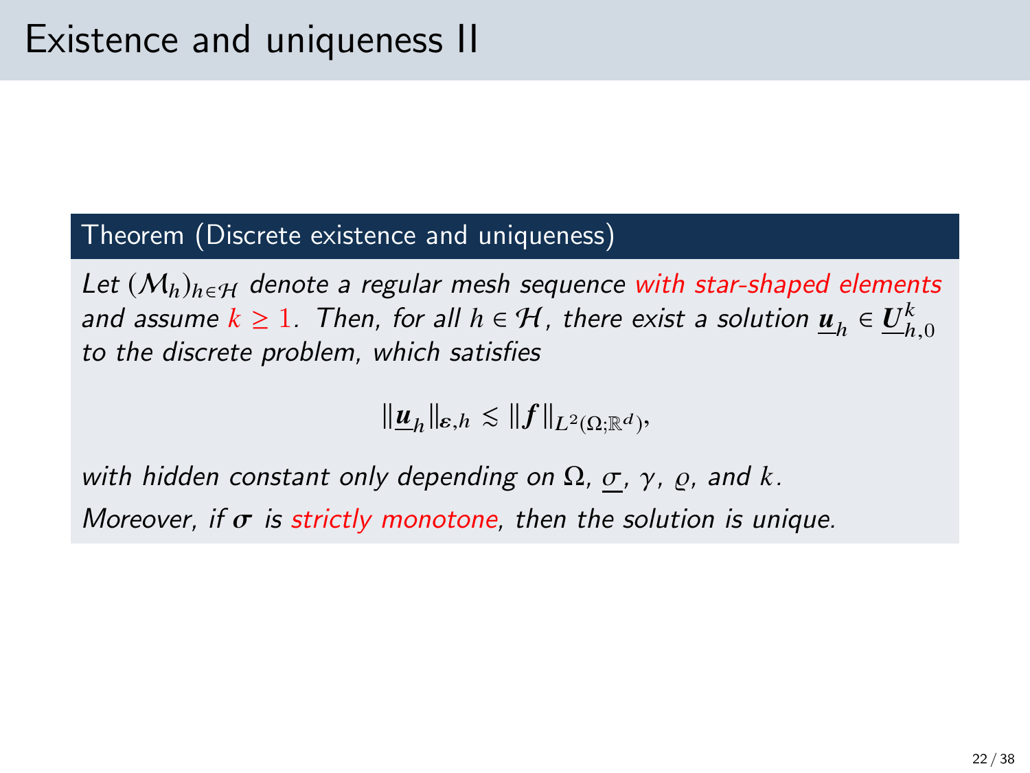# Existence and uniqueness II

**Theorem (Discrete existence and uniqueness)**

*Let $(\mathcal{M}_h)_{h\in\mathcal{H}}$ denote a regular mesh sequence with star-shaped elements and assume $k \geq 1$. Then, for all $h \in \mathcal{H}$, there exist a solution $\underline{\boldsymbol{u}}_h \in \underline{\boldsymbol{U}}_{h,0}^k$ to the discrete problem, which satisfies*

$$\|\underline{\boldsymbol{u}}_h\|_{\boldsymbol{\varepsilon},h} \lesssim \|\boldsymbol{f}\|_{L^2(\Omega;\mathbb{R}^d)},$$

*with hidden constant only depending on $\Omega$, $\underline{\sigma}$, $\gamma$, $\varrho$, and $k$.*

*Moreover, if $\boldsymbol{\sigma}$ is strictly monotone, then the solution is unique.*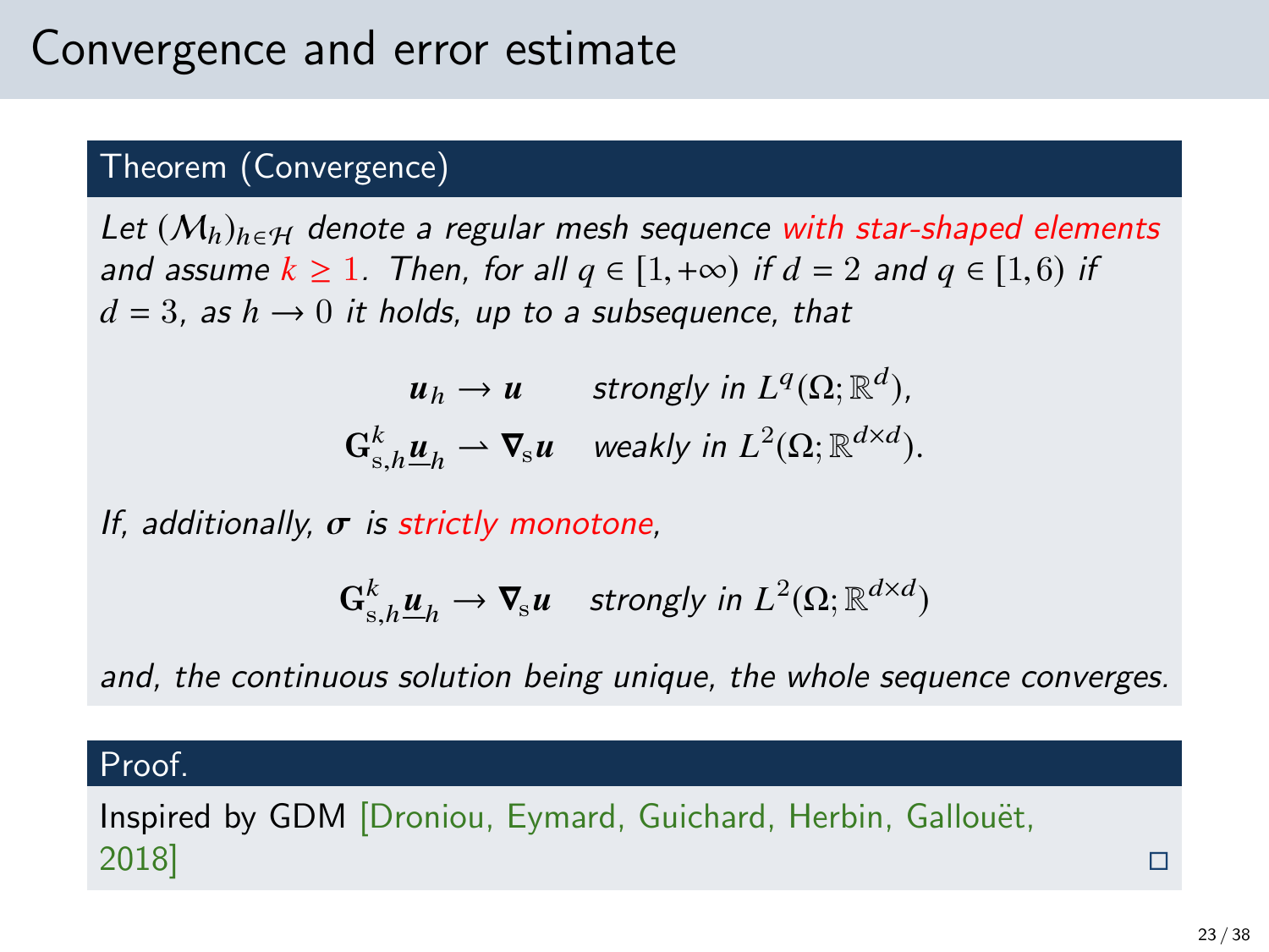# Convergence and error estimate

**Theorem (Convergence)**

*Let $(\mathcal{M}_h)_{h\in\mathcal{H}}$ denote a regular mesh sequence with star-shaped elements and assume $k \geq 1$. Then, for all $q \in [1,+\infty)$ if $d = 2$ and $q \in [1,6)$ if $d = 3$, as $h \to 0$ it holds, up to a subsequence, that*

$$
\begin{aligned}
\boldsymbol{u}_h &\to \boldsymbol{u} \quad \text{strongly in } L^q(\Omega;\mathbb{R}^d),\\
\mathbf{G}_{\mathrm{s},h}^k \underline{\boldsymbol{u}}_h &\rightharpoonup \boldsymbol{\nabla}_{\mathrm{s}} \boldsymbol{u} \quad \text{weakly in } L^2(\Omega;\mathbb{R}^{d\times d}).
\end{aligned}
$$

*If, additionally, $\boldsymbol{\sigma}$ is strictly monotone,*

$$
\mathbf{G}_{\mathrm{s},h}^k \underline{\boldsymbol{u}}_h \to \boldsymbol{\nabla}_{\mathrm{s}} \boldsymbol{u} \quad \text{strongly in } L^2(\Omega;\mathbb{R}^{d\times d})
$$

*and, the continuous solution being unique, the whole sequence converges.*

**Proof.**

Inspired by GDM [Droniou, Eymard, Guichard, Herbin, Gallouët, 2018] □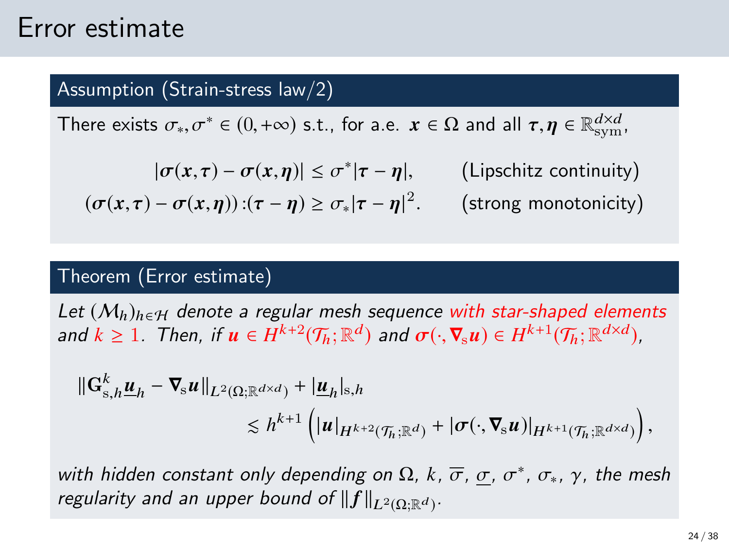# Error estimate

### Assumption (Strain-stress law/2)

There exists $\sigma_*, \sigma^* \in (0, +\infty)$ s.t., for a.e. $\boldsymbol{x} \in \Omega$ and all $\boldsymbol{\tau}, \boldsymbol{\eta} \in \mathbb{R}^{d\times d}_{\rm sym}$,

$$|\boldsymbol{\sigma}(\boldsymbol{x},\boldsymbol{\tau}) - \boldsymbol{\sigma}(\boldsymbol{x},\boldsymbol{\eta})| \le \sigma^*|\boldsymbol{\tau} - \boldsymbol{\eta}|, \qquad \text{(Lipschitz continuity)}$$

$$(\boldsymbol{\sigma}(\boldsymbol{x},\boldsymbol{\tau}) - \boldsymbol{\sigma}(\boldsymbol{x},\boldsymbol{\eta})):(\boldsymbol{\tau} - \boldsymbol{\eta}) \ge \sigma_*|\boldsymbol{\tau} - \boldsymbol{\eta}|^2. \qquad \text{(strong monotonicity)}$$

### Theorem (Error estimate)

*Let $(\mathcal{M}_h)_{h\in\mathcal{H}}$ denote a regular mesh sequence with star-shaped elements and $k \ge 1$. Then, if $\boldsymbol{u} \in H^{k+2}(\mathcal{T}_h;\mathbb{R}^d)$ and $\boldsymbol{\sigma}(\cdot,\boldsymbol{\nabla}_{\rm s}\boldsymbol{u}) \in H^{k+1}(\mathcal{T}_h;\mathbb{R}^{d\times d})$,*

$$\|\mathbf{G}^k_{{\rm s},h}\underline{\boldsymbol{u}}_h - \boldsymbol{\nabla}_{\rm s}\boldsymbol{u}\|_{L^2(\Omega;\mathbb{R}^{d\times d})} + |\underline{\boldsymbol{u}}_h|_{{\rm s},h} \lesssim h^{k+1}\left(|\boldsymbol{u}|_{H^{k+2}(\mathcal{T}_h;\mathbb{R}^d)} + |\boldsymbol{\sigma}(\cdot,\boldsymbol{\nabla}_{\rm s}\boldsymbol{u})|_{H^{k+1}(\mathcal{T}_h;\mathbb{R}^{d\times d})}\right),$$

*with hidden constant only depending on $\Omega$, $k$, $\overline{\sigma}$, $\underline{\sigma}$, $\sigma^*$, $\sigma_*$, $\gamma$, the mesh regularity and an upper bound of $\|\boldsymbol{f}\|_{L^2(\Omega;\mathbb{R}^d)}$.*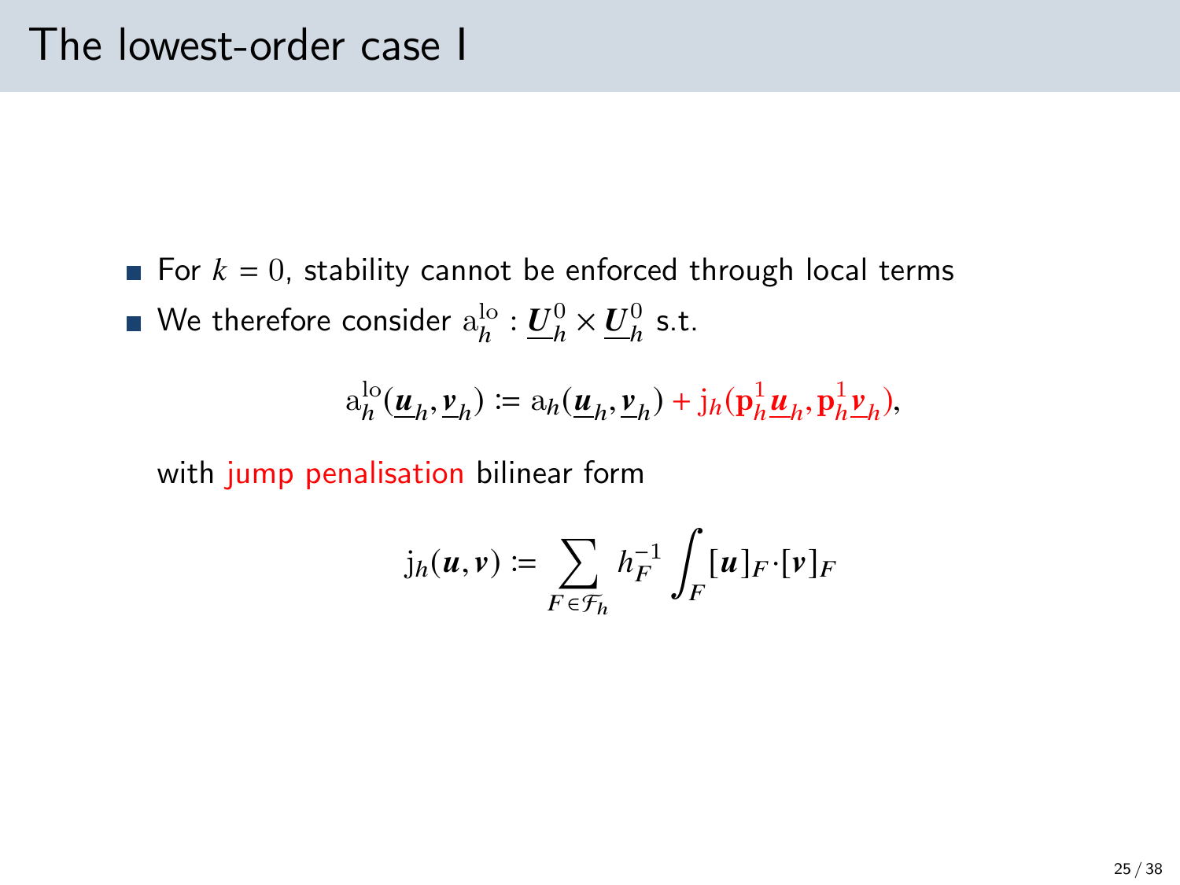# The lowest-order case I

- For $k = 0$, stability cannot be enforced through local terms
- We therefore consider $\mathrm{a}_h^{\mathrm{lo}} : \underline{\boldsymbol{U}}_h^0 \times \underline{\boldsymbol{U}}_h^0$ s.t.

$$\mathrm{a}_h^{\mathrm{lo}}(\underline{\boldsymbol{u}}_h, \underline{\boldsymbol{v}}_h) \coloneqq \mathrm{a}_h(\underline{\boldsymbol{u}}_h, \underline{\boldsymbol{v}}_h) + \mathrm{j}_h(\mathbf{p}_h^1 \underline{\boldsymbol{u}}_h, \mathbf{p}_h^1 \underline{\boldsymbol{v}}_h),$$

  with jump penalisation bilinear form

$$\mathrm{j}_h(\boldsymbol{u}, \boldsymbol{v}) \coloneqq \sum_{F \in \mathcal{F}_h} h_F^{-1} \int_F [\boldsymbol{u}]_F \cdot [\boldsymbol{v}]_F$$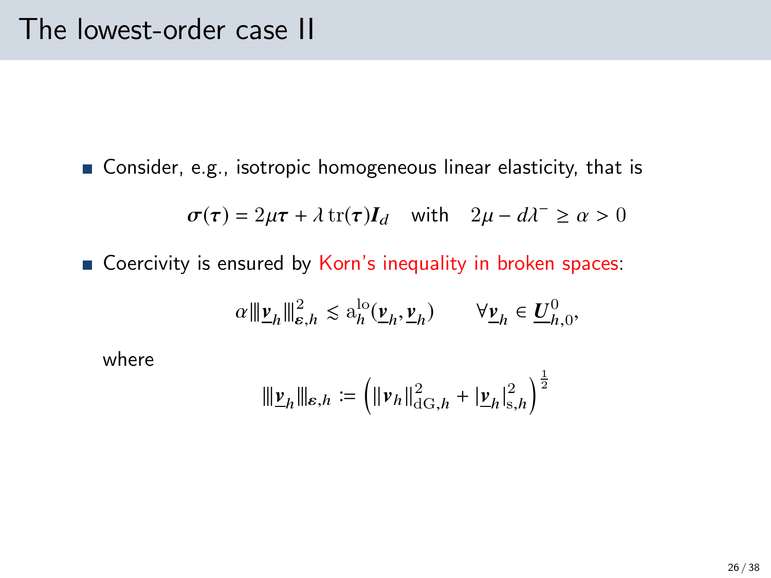# The lowest-order case II

- Consider, e.g., isotropic homogeneous linear elasticity, that is

$$\boldsymbol{\sigma}(\boldsymbol{\tau}) = 2\mu\boldsymbol{\tau} + \lambda\,\mathrm{tr}(\boldsymbol{\tau})\boldsymbol{I}_d \quad \text{with} \quad 2\mu - d\lambda^- \geq \alpha > 0$$

- Coercivity is ensured by Korn's inequality in broken spaces:

$$\alpha\|\!|\!|\underline{\boldsymbol{v}}_h\|\!|\!|_{\boldsymbol{\varepsilon},h}^2 \lesssim \mathrm{a}_h^{\mathrm{lo}}(\underline{\boldsymbol{v}}_h, \underline{\boldsymbol{v}}_h) \qquad \forall \underline{\boldsymbol{v}}_h \in \underline{\boldsymbol{U}}_{h,0}^0,$$

where

$$\|\!|\!|\underline{\boldsymbol{v}}_h\|\!|\!|_{\boldsymbol{\varepsilon},h} := \left(\|\boldsymbol{v}_h\|_{\mathrm{dG},h}^2 + |\underline{\boldsymbol{v}}_h|_{\mathrm{s},h}^2\right)^{\frac{1}{2}}$$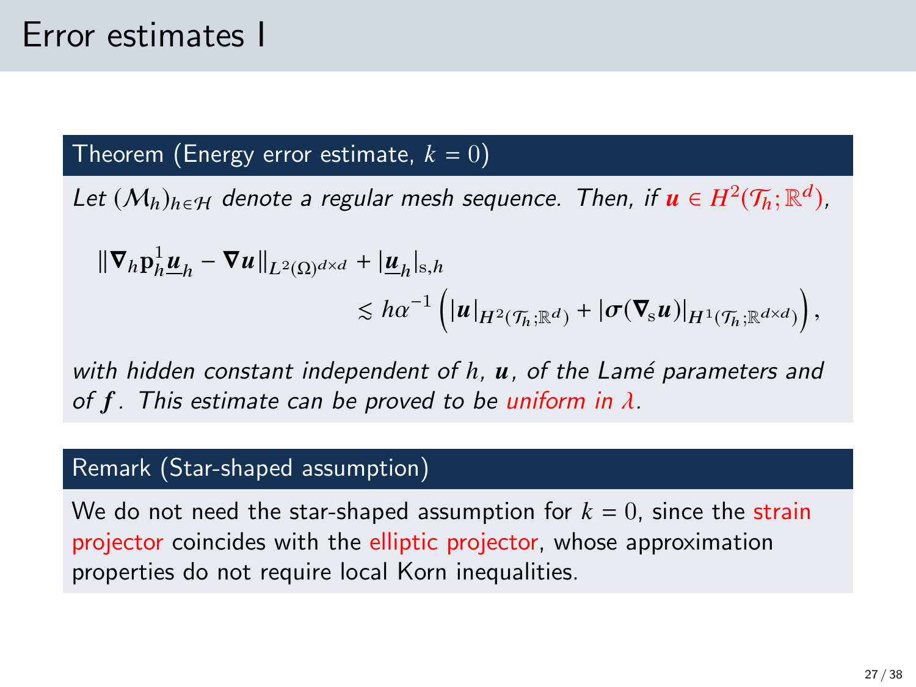# Error estimates I

**Theorem (Energy error estimate, $k = 0$)**

*Let $(\mathcal{M}_h)_{h\in\mathcal{H}}$ denote a regular mesh sequence. Then, if $\boldsymbol{u} \in H^2(\mathcal{T}_h;\mathbb{R}^d)$,*

$$\|\boldsymbol{\nabla}_h \mathbf{p}_h^1 \underline{\boldsymbol{u}}_h - \boldsymbol{\nabla}\boldsymbol{u}\|_{L^2(\Omega)^{d\times d}} + |\underline{\boldsymbol{u}}_h|_{\mathrm{s},h} \lesssim h\alpha^{-1}\left(|\boldsymbol{u}|_{H^2(\mathcal{T}_h;\mathbb{R}^d)} + |\boldsymbol{\sigma}(\boldsymbol{\nabla}_{\mathrm{s}}\boldsymbol{u})|_{H^1(\mathcal{T}_h;\mathbb{R}^{d\times d})}\right),$$

*with hidden constant independent of $h$, $\boldsymbol{u}$, of the Lamé parameters and of $\boldsymbol{f}$. This estimate can be proved to be uniform in $\lambda$.*

**Remark (Star-shaped assumption)**

We do not need the star-shaped assumption for $k = 0$, since the strain projector coincides with the elliptic projector, whose approximation properties do not require local Korn inequalities.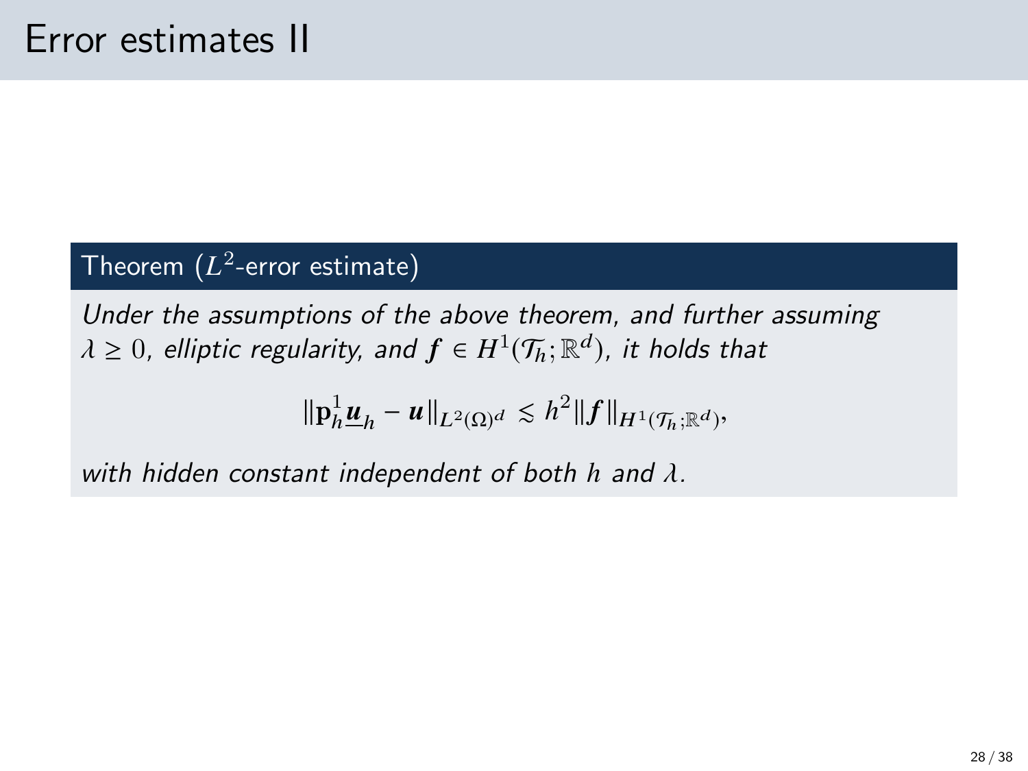# Error estimates II

**Theorem ($L^2$-error estimate)**

*Under the assumptions of the above theorem, and further assuming $\lambda \geq 0$, elliptic regularity, and $\boldsymbol{f} \in H^1(\mathcal{T}_h; \mathbb{R}^d)$, it holds that*

$$\|\mathbf{p}_h^1 \underline{\boldsymbol{u}}_h - \boldsymbol{u}\|_{L^2(\Omega)^d} \lesssim h^2 \|\boldsymbol{f}\|_{H^1(\mathcal{T}_h;\mathbb{R}^d)},$$

*with hidden constant independent of both $h$ and $\lambda$.*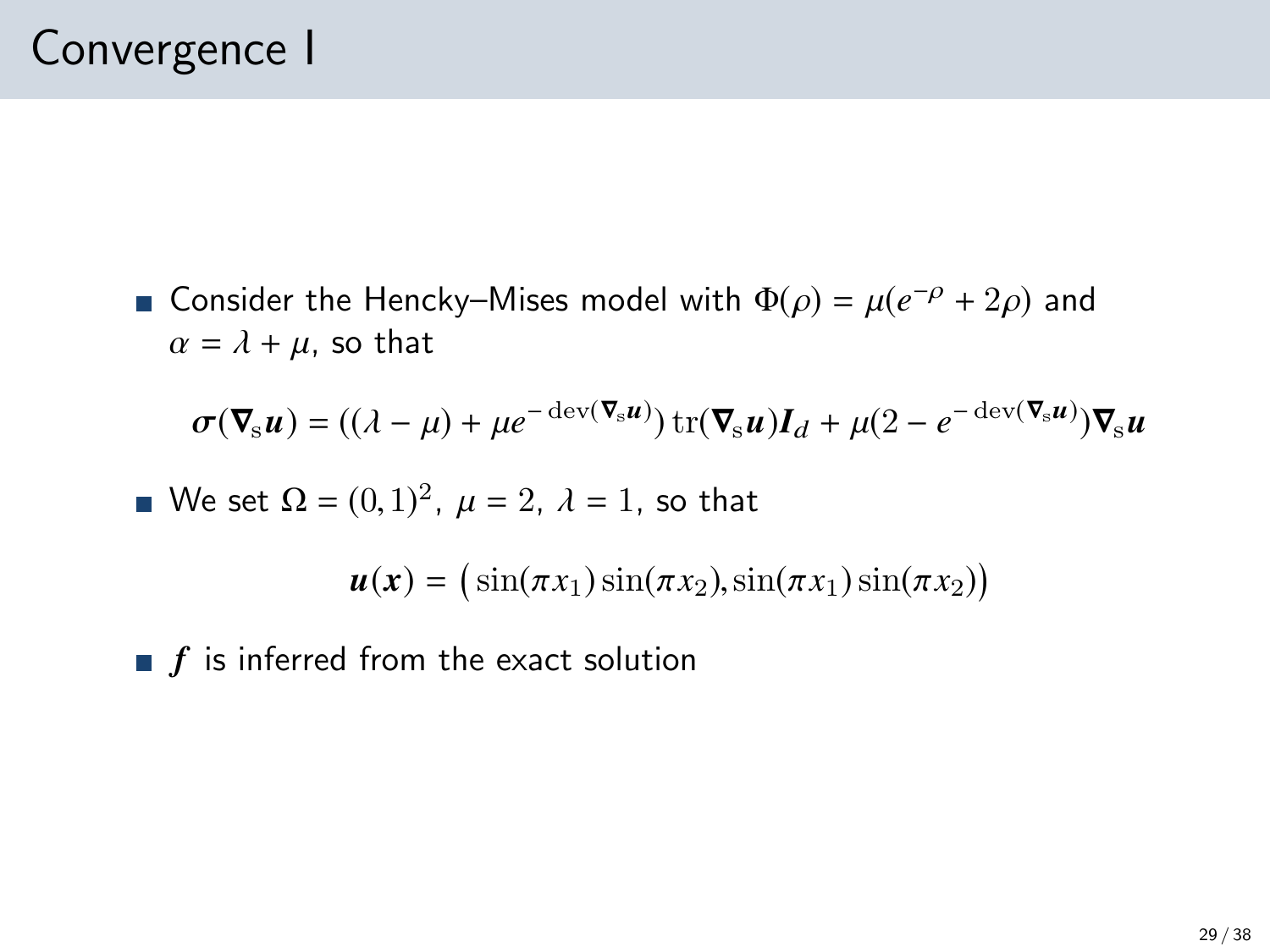# Convergence I

- Consider the Hencky–Mises model with $\Phi(\rho) = \mu(e^{-\rho} + 2\rho)$ and $\alpha = \lambda + \mu$, so that

$$\boldsymbol{\sigma}(\boldsymbol{\nabla}_{\mathrm{s}}\boldsymbol{u}) = ((\lambda - \mu) + \mu e^{-\operatorname{dev}(\boldsymbol{\nabla}_{\mathrm{s}}\boldsymbol{u})}) \operatorname{tr}(\boldsymbol{\nabla}_{\mathrm{s}}\boldsymbol{u})\boldsymbol{I}_d + \mu(2 - e^{-\operatorname{dev}(\boldsymbol{\nabla}_{\mathrm{s}}\boldsymbol{u})})\boldsymbol{\nabla}_{\mathrm{s}}\boldsymbol{u}$$

- We set $\Omega = (0,1)^2$, $\mu = 2$, $\lambda = 1$, so that

$$\boldsymbol{u}(\boldsymbol{x}) = \big(\sin(\pi x_1)\sin(\pi x_2), \sin(\pi x_1)\sin(\pi x_2)\big)$$

- $\boldsymbol{f}$ is inferred from the exact solution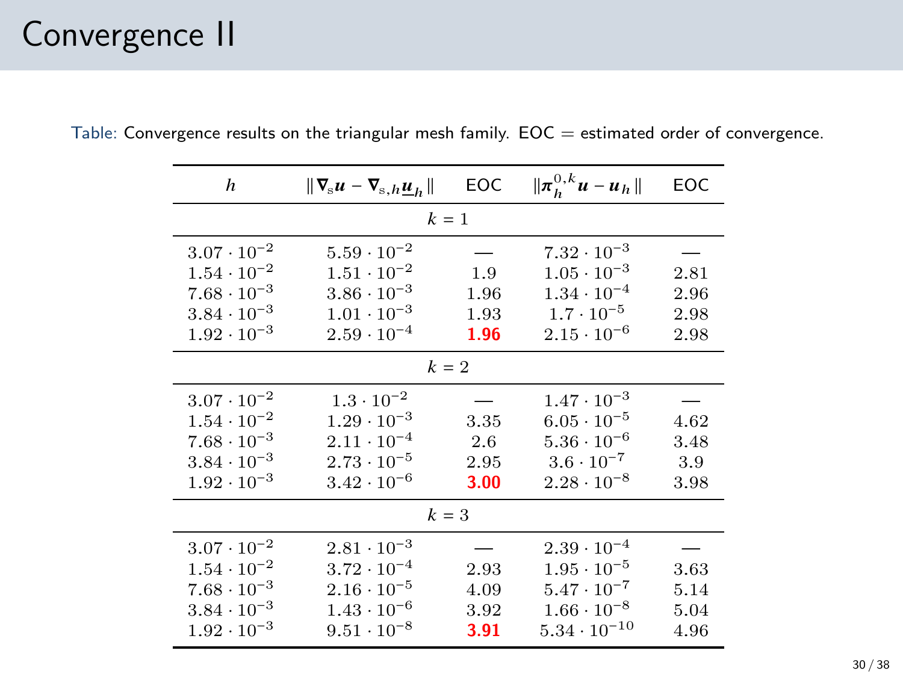# Convergence II

Table: Convergence results on the triangular mesh family. EOC = estimated order of convergence.

| $h$ | $\lVert \boldsymbol{\nabla}_{\rm s}\boldsymbol{u} - \boldsymbol{\nabla}_{{\rm s},h}\underline{\boldsymbol{u}}_h \rVert$ | EOC | $\lVert \boldsymbol{\pi}_h^{0,k}\boldsymbol{u} - \boldsymbol{u}_h \rVert$ | EOC |
|---|---|---|---|---|
| $k = 1$ | | | | |
| $3.07 \cdot 10^{-2}$ | $5.59 \cdot 10^{-2}$ | — | $7.32 \cdot 10^{-3}$ | — |
| $1.54 \cdot 10^{-2}$ | $1.51 \cdot 10^{-2}$ | 1.9 | $1.05 \cdot 10^{-3}$ | 2.81 |
| $7.68 \cdot 10^{-3}$ | $3.86 \cdot 10^{-3}$ | 1.96 | $1.34 \cdot 10^{-4}$ | 2.96 |
| $3.84 \cdot 10^{-3}$ | $1.01 \cdot 10^{-3}$ | 1.93 | $1.7 \cdot 10^{-5}$ | 2.98 |
| $1.92 \cdot 10^{-3}$ | $2.59 \cdot 10^{-4}$ | **1.96** | $2.15 \cdot 10^{-6}$ | 2.98 |
| $k = 2$ | | | | |
| $3.07 \cdot 10^{-2}$ | $1.3 \cdot 10^{-2}$ | — | $1.47 \cdot 10^{-3}$ | — |
| $1.54 \cdot 10^{-2}$ | $1.29 \cdot 10^{-3}$ | 3.35 | $6.05 \cdot 10^{-5}$ | 4.62 |
| $7.68 \cdot 10^{-3}$ | $2.11 \cdot 10^{-4}$ | 2.6 | $5.36 \cdot 10^{-6}$ | 3.48 |
| $3.84 \cdot 10^{-3}$ | $2.73 \cdot 10^{-5}$ | 2.95 | $3.6 \cdot 10^{-7}$ | 3.9 |
| $1.92 \cdot 10^{-3}$ | $3.42 \cdot 10^{-6}$ | **3.00** | $2.28 \cdot 10^{-8}$ | 3.98 |
| $k = 3$ | | | | |
| $3.07 \cdot 10^{-2}$ | $2.81 \cdot 10^{-3}$ | — | $2.39 \cdot 10^{-4}$ | — |
| $1.54 \cdot 10^{-2}$ | $3.72 \cdot 10^{-4}$ | 2.93 | $1.95 \cdot 10^{-5}$ | 3.63 |
| $7.68 \cdot 10^{-3}$ | $2.16 \cdot 10^{-5}$ | 4.09 | $5.47 \cdot 10^{-7}$ | 5.14 |
| $3.84 \cdot 10^{-3}$ | $1.43 \cdot 10^{-6}$ | 3.92 | $1.66 \cdot 10^{-8}$ | 5.04 |
| $1.92 \cdot 10^{-3}$ | $9.51 \cdot 10^{-8}$ | **3.91** | $5.34 \cdot 10^{-10}$ | 4.96 |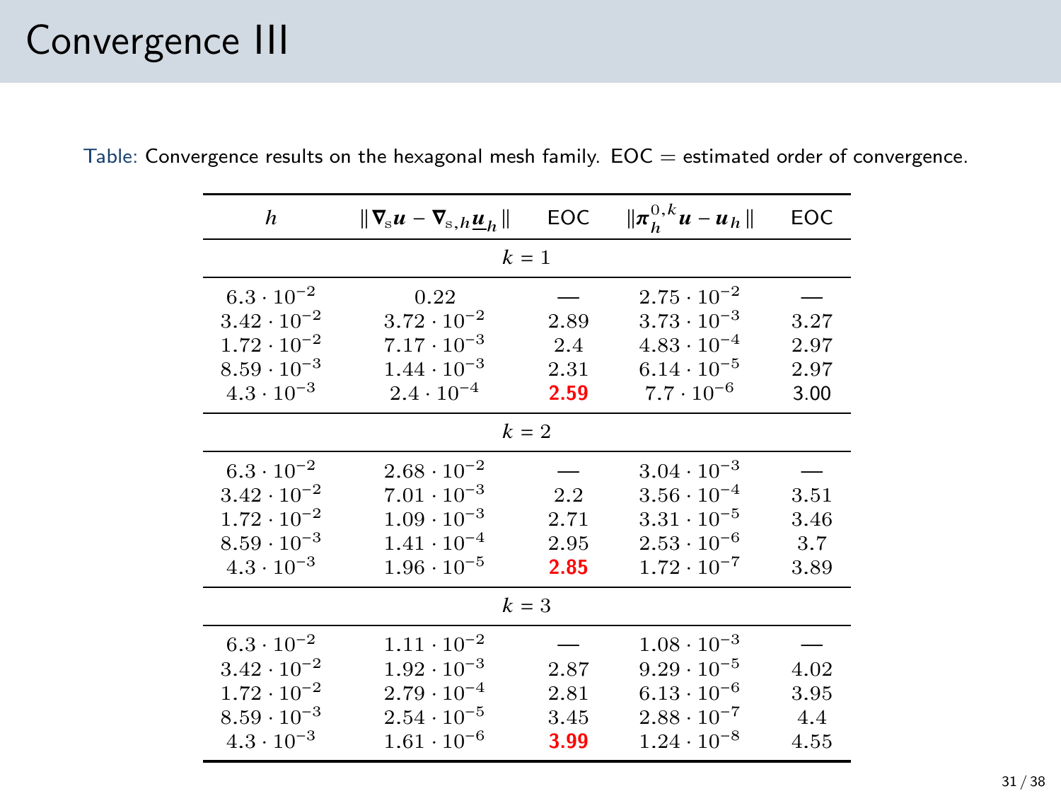# Convergence III

Table: Convergence results on the hexagonal mesh family. EOC = estimated order of convergence.

| $h$ | $\|\boldsymbol{\nabla}_{\mathrm{s}}\boldsymbol{u} - \boldsymbol{\nabla}_{\mathrm{s},h}\underline{\boldsymbol{u}}_h\|$ | EOC | $\|\boldsymbol{\pi}_h^{0,k}\boldsymbol{u} - \boldsymbol{u}_h\|$ | EOC |
|---|---|---|---|---|
| | | $k=1$ | | |
| $6.3 \cdot 10^{-2}$ | $0.22$ | — | $2.75 \cdot 10^{-2}$ | — |
| $3.42 \cdot 10^{-2}$ | $3.72 \cdot 10^{-2}$ | 2.89 | $3.73 \cdot 10^{-3}$ | 3.27 |
| $1.72 \cdot 10^{-2}$ | $7.17 \cdot 10^{-3}$ | 2.4 | $4.83 \cdot 10^{-4}$ | 2.97 |
| $8.59 \cdot 10^{-3}$ | $1.44 \cdot 10^{-3}$ | 2.31 | $6.14 \cdot 10^{-5}$ | 2.97 |
| $4.3 \cdot 10^{-3}$ | $2.4 \cdot 10^{-4}$ | **2.59** | $7.7 \cdot 10^{-6}$ | 3.00 |
| | | $k=2$ | | |
| $6.3 \cdot 10^{-2}$ | $2.68 \cdot 10^{-2}$ | — | $3.04 \cdot 10^{-3}$ | — |
| $3.42 \cdot 10^{-2}$ | $7.01 \cdot 10^{-3}$ | 2.2 | $3.56 \cdot 10^{-4}$ | 3.51 |
| $1.72 \cdot 10^{-2}$ | $1.09 \cdot 10^{-3}$ | 2.71 | $3.31 \cdot 10^{-5}$ | 3.46 |
| $8.59 \cdot 10^{-3}$ | $1.41 \cdot 10^{-4}$ | 2.95 | $2.53 \cdot 10^{-6}$ | 3.7 |
| $4.3 \cdot 10^{-3}$ | $1.96 \cdot 10^{-5}$ | **2.85** | $1.72 \cdot 10^{-7}$ | 3.89 |
| | | $k=3$ | | |
| $6.3 \cdot 10^{-2}$ | $1.11 \cdot 10^{-2}$ | — | $1.08 \cdot 10^{-3}$ | — |
| $3.42 \cdot 10^{-2}$ | $1.92 \cdot 10^{-3}$ | 2.87 | $9.29 \cdot 10^{-5}$ | 4.02 |
| $1.72 \cdot 10^{-2}$ | $2.79 \cdot 10^{-4}$ | 2.81 | $6.13 \cdot 10^{-6}$ | 3.95 |
| $8.59 \cdot 10^{-3}$ | $2.54 \cdot 10^{-5}$ | 3.45 | $2.88 \cdot 10^{-7}$ | 4.4 |
| $4.3 \cdot 10^{-3}$ | $1.61 \cdot 10^{-6}$ | **3.99** | $1.24 \cdot 10^{-8}$ | 4.55 |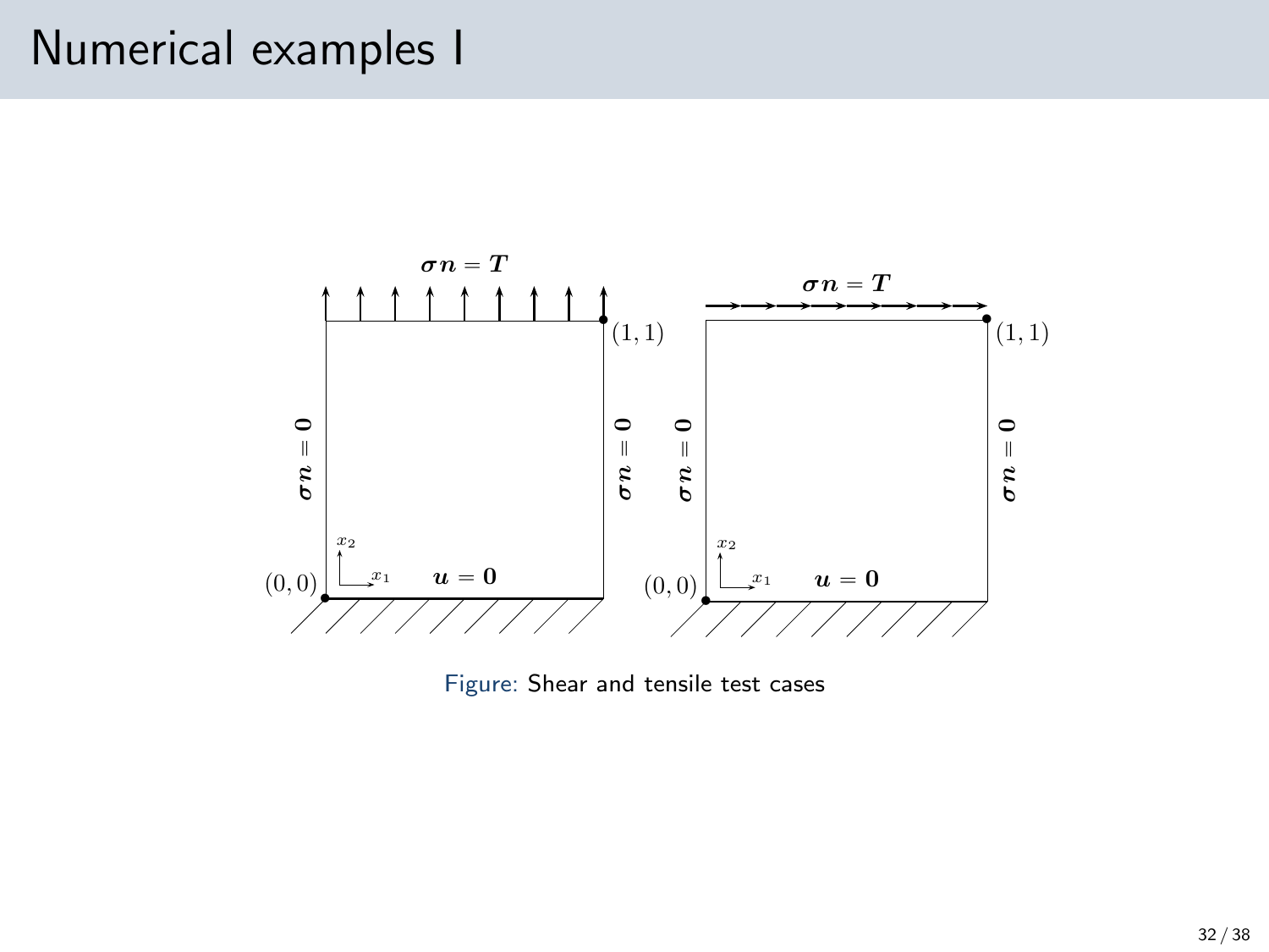# Numerical examples I

Figure: Shear and tensile test cases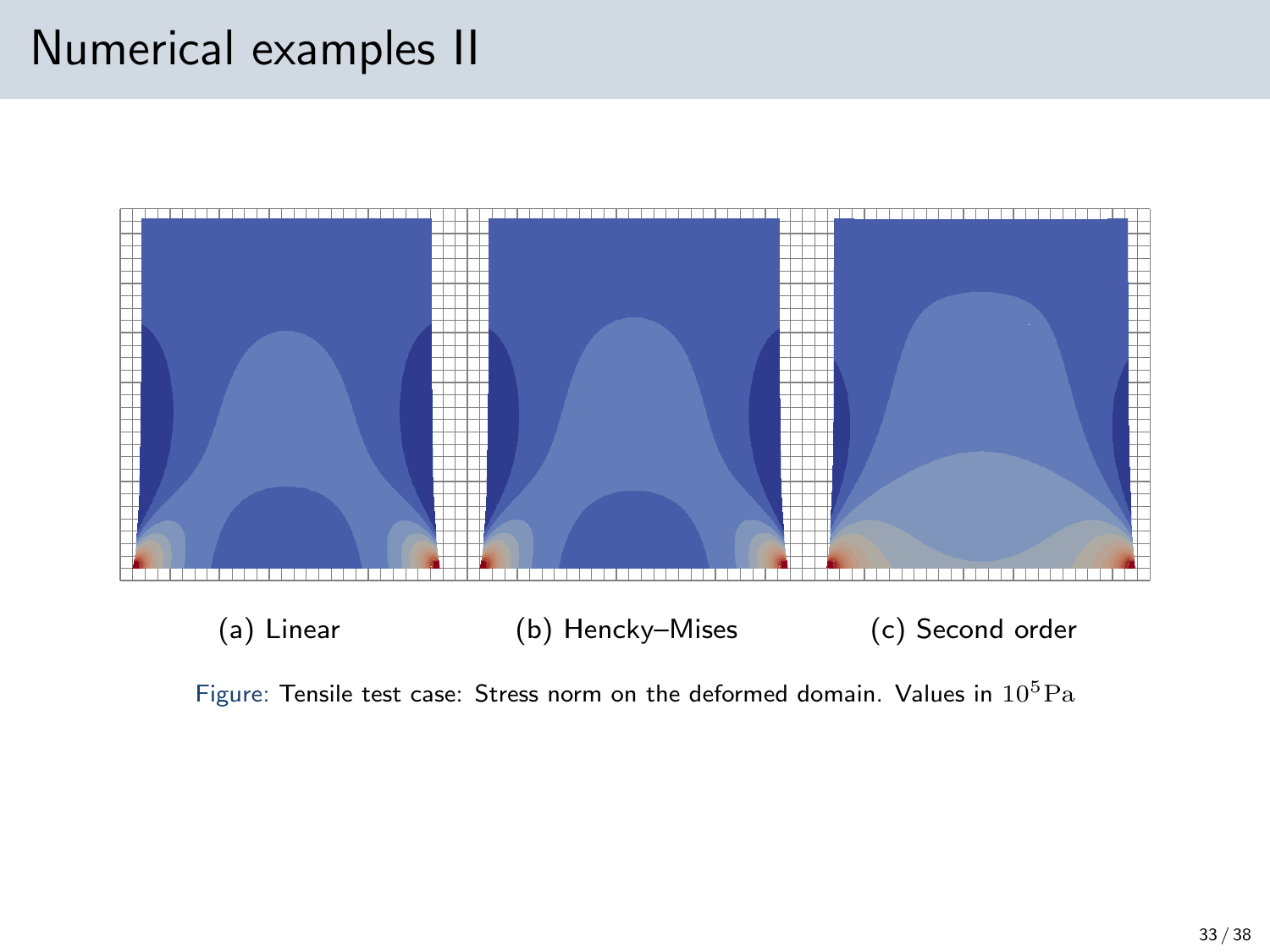# Numerical examples II

(a) Linear

(b) Hencky–Mises

(c) Second order

Figure: Tensile test case: Stress norm on the deformed domain. Values in $10^5\,\mathrm{Pa}$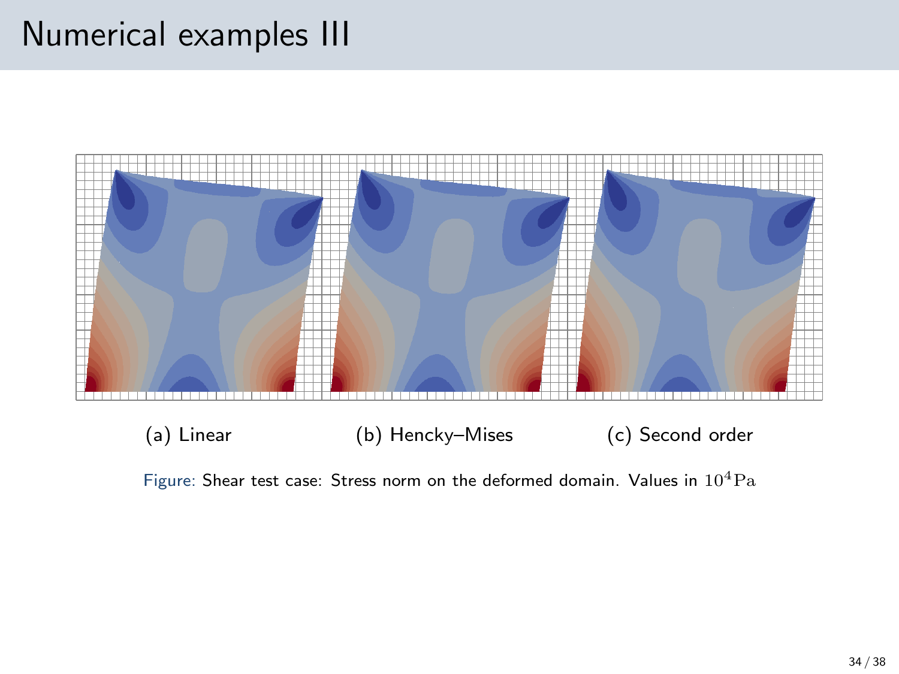# Numerical examples III

(a) Linear (b) Hencky–Mises (c) Second order

Figure: Shear test case: Stress norm on the deformed domain. Values in $10^4\mathrm{Pa}$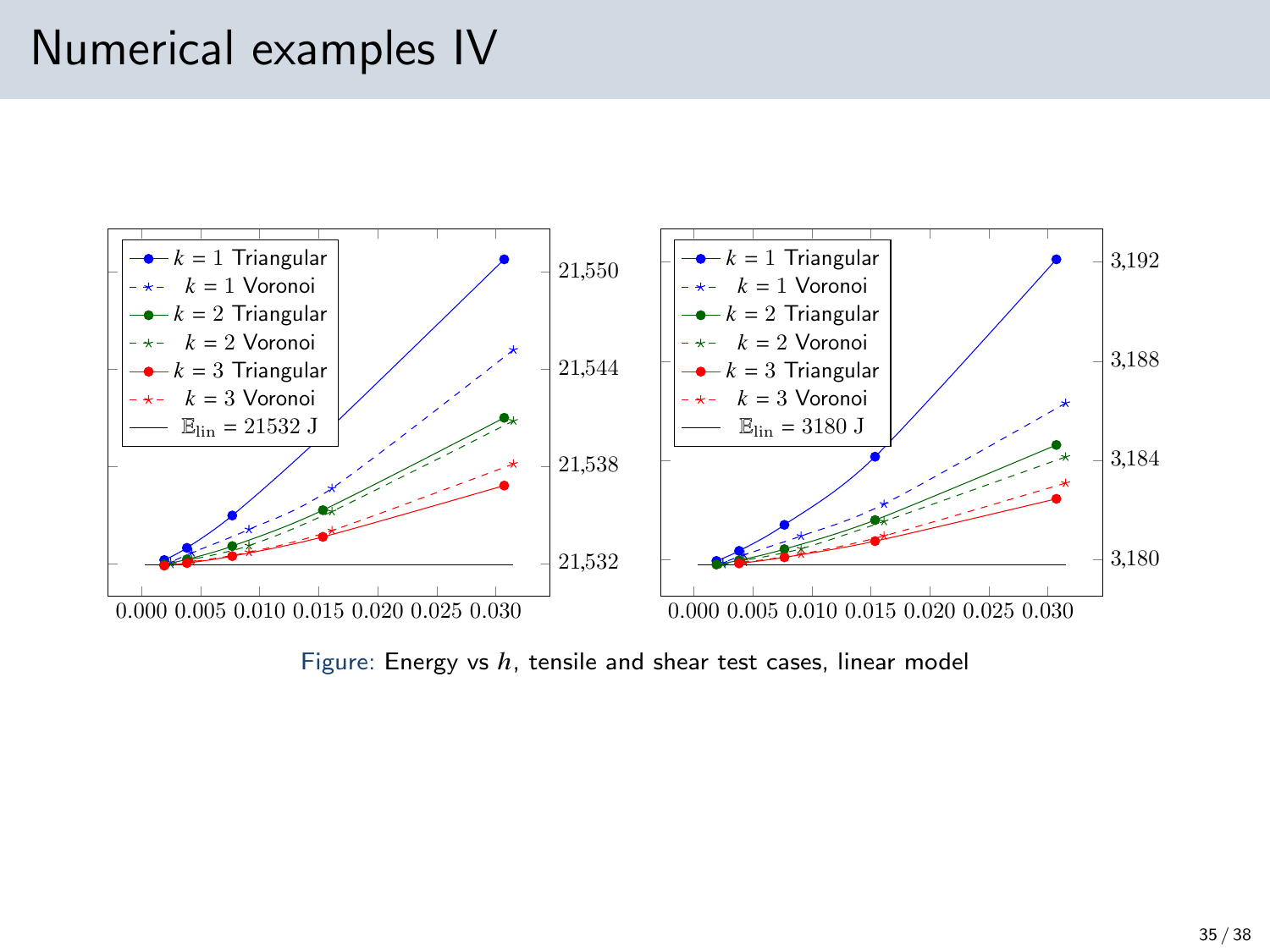# Numerical examples IV

Figure: Energy vs $h$, tensile and shear test cases, linear model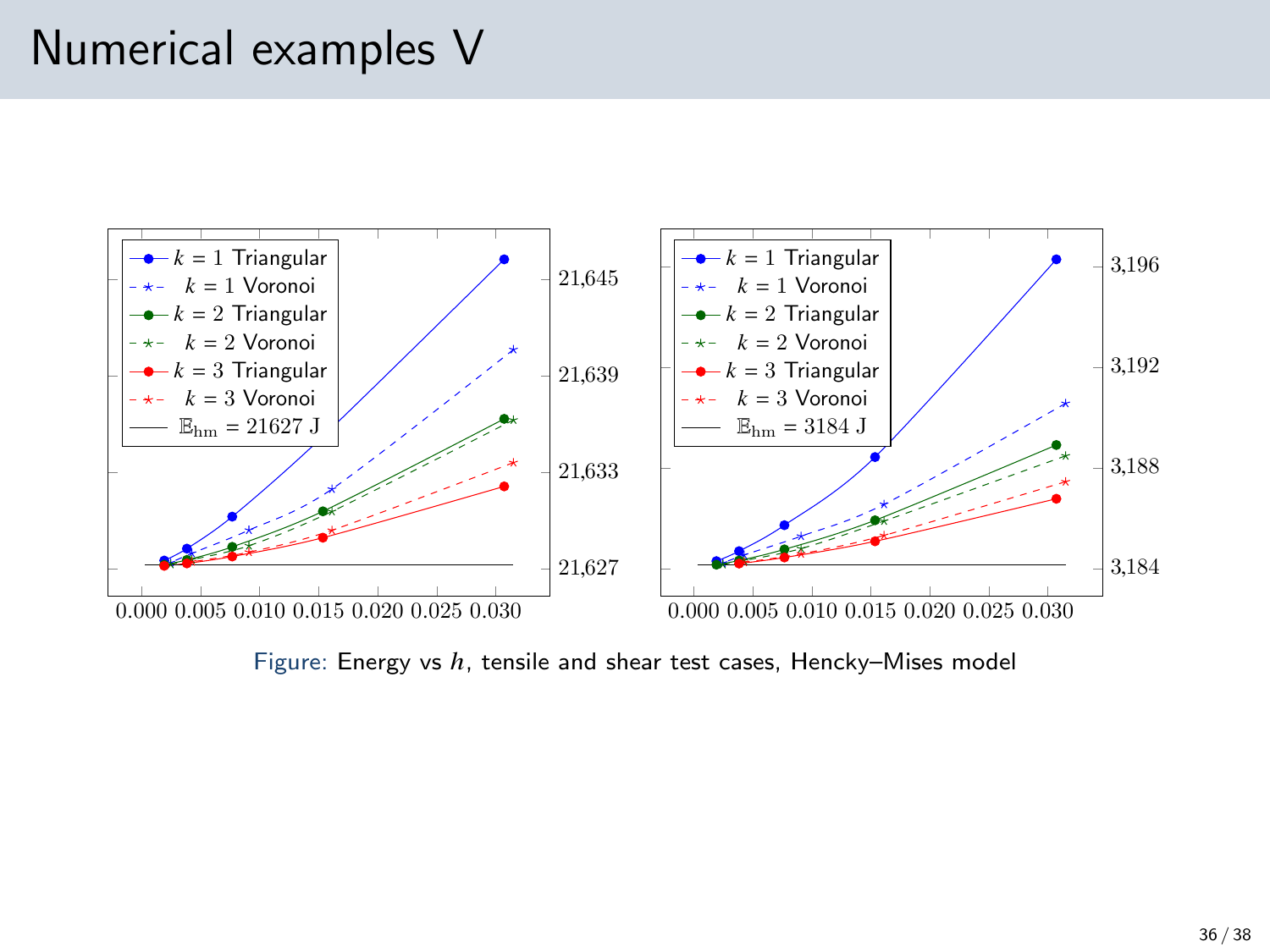# Numerical examples V

Figure: Energy vs $h$, tensile and shear test cases, Hencky–Mises model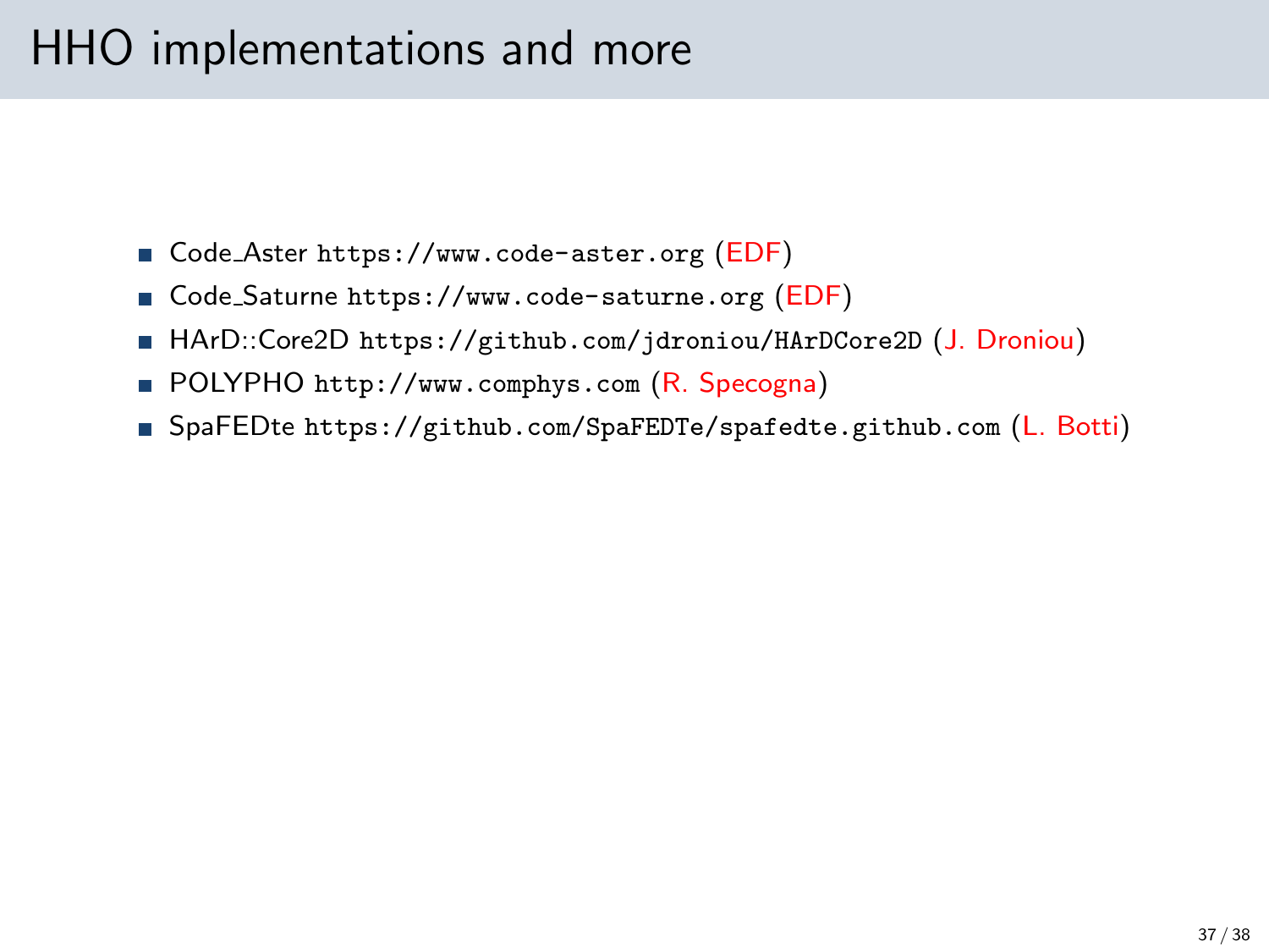# HHO implementations and more

- Code_Aster `https://www.code-aster.org` (EDF)
- Code_Saturne `https://www.code-saturne.org` (EDF)
- HArD::Core2D `https://github.com/jdroniou/HArDCore2D` (J. Droniou)
- POLYPHO `http://www.comphys.com` (R. Specogna)
- SpaFEDte `https://github.com/SpaFEDTe/spafedte.github.com` (L. Botti)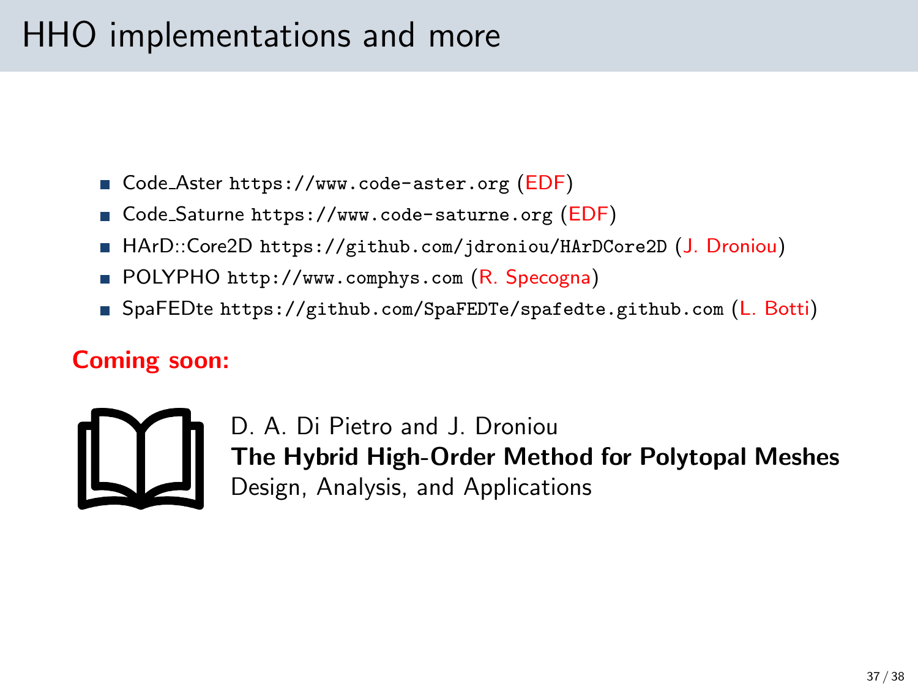# HHO implementations and more

- Code_Aster https://www.code-aster.org (EDF)
- Code_Saturne https://www.code-saturne.org (EDF)
- HArD::Core2D https://github.com/jdroniou/HArDCore2D (J. Droniou)
- POLYPHO http://www.comphys.com (R. Specogna)
- SpaFEDte https://github.com/SpaFEDTe/spafedte.github.com (L. Botti)

**Coming soon:**

D. A. Di Pietro and J. Droniou
**The Hybrid High-Order Method for Polytopal Meshes**
Design, Analysis, and Applications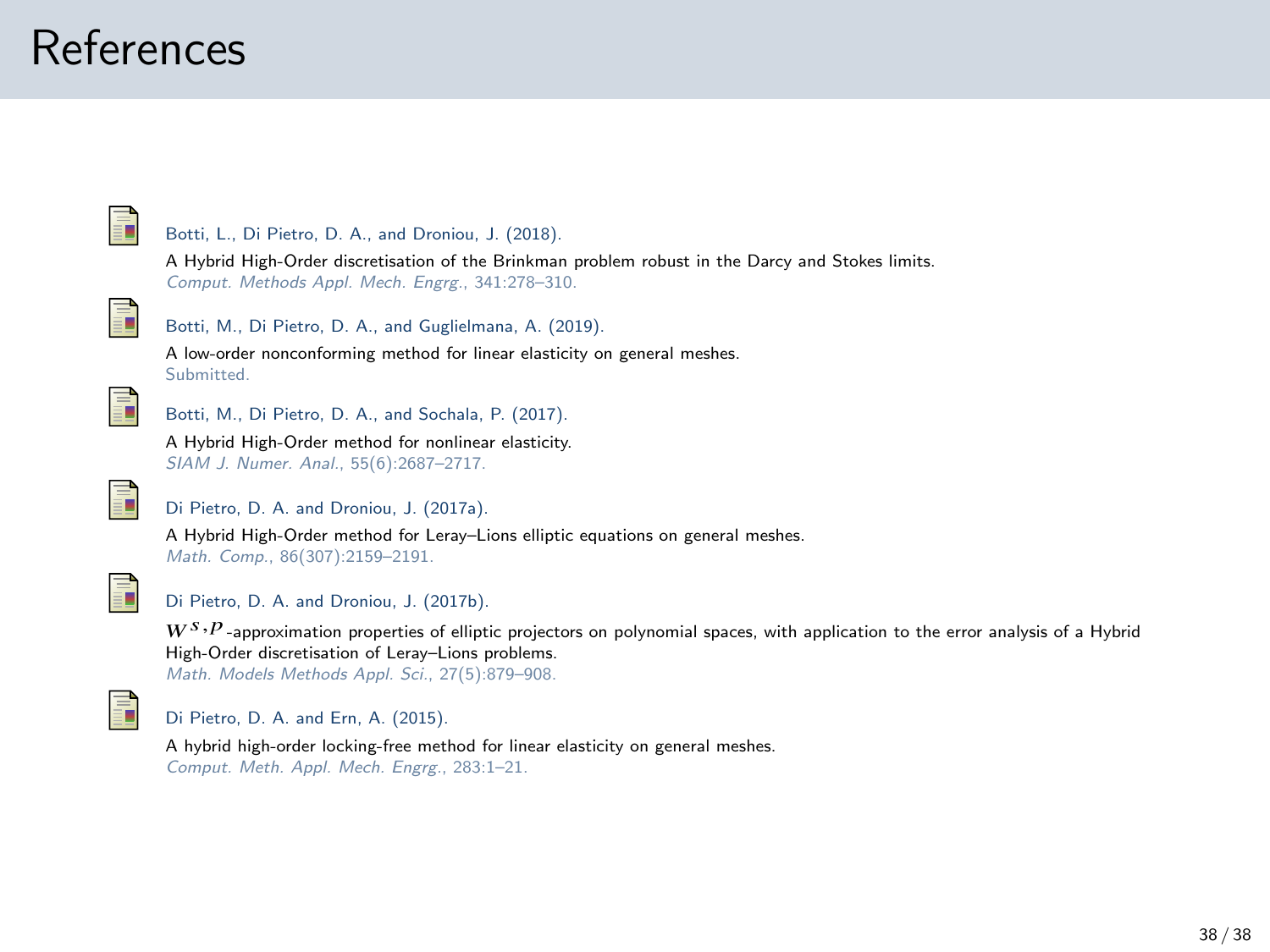# References

Botti, L., Di Pietro, D. A., and Droniou, J. (2018).

A Hybrid High-Order discretisation of the Brinkman problem robust in the Darcy and Stokes limits.
*Comput. Methods Appl. Mech. Engrg.*, 341:278–310.

Botti, M., Di Pietro, D. A., and Guglielmana, A. (2019).

A low-order nonconforming method for linear elasticity on general meshes.
Submitted.

Botti, M., Di Pietro, D. A., and Sochala, P. (2017).

A Hybrid High-Order method for nonlinear elasticity.
*SIAM J. Numer. Anal.*, 55(6):2687–2717.

Di Pietro, D. A. and Droniou, J. (2017a).

A Hybrid High-Order method for Leray–Lions elliptic equations on general meshes.
*Math. Comp.*, 86(307):2159–2191.

Di Pietro, D. A. and Droniou, J. (2017b).

$W^{s,p}$-approximation properties of elliptic projectors on polynomial spaces, with application to the error analysis of a Hybrid High-Order discretisation of Leray–Lions problems.
*Math. Models Methods Appl. Sci.*, 27(5):879–908.

Di Pietro, D. A. and Ern, A. (2015).

A hybrid high-order locking-free method for linear elasticity on general meshes.
*Comput. Meth. Appl. Mech. Engrg.*, 283:1–21.